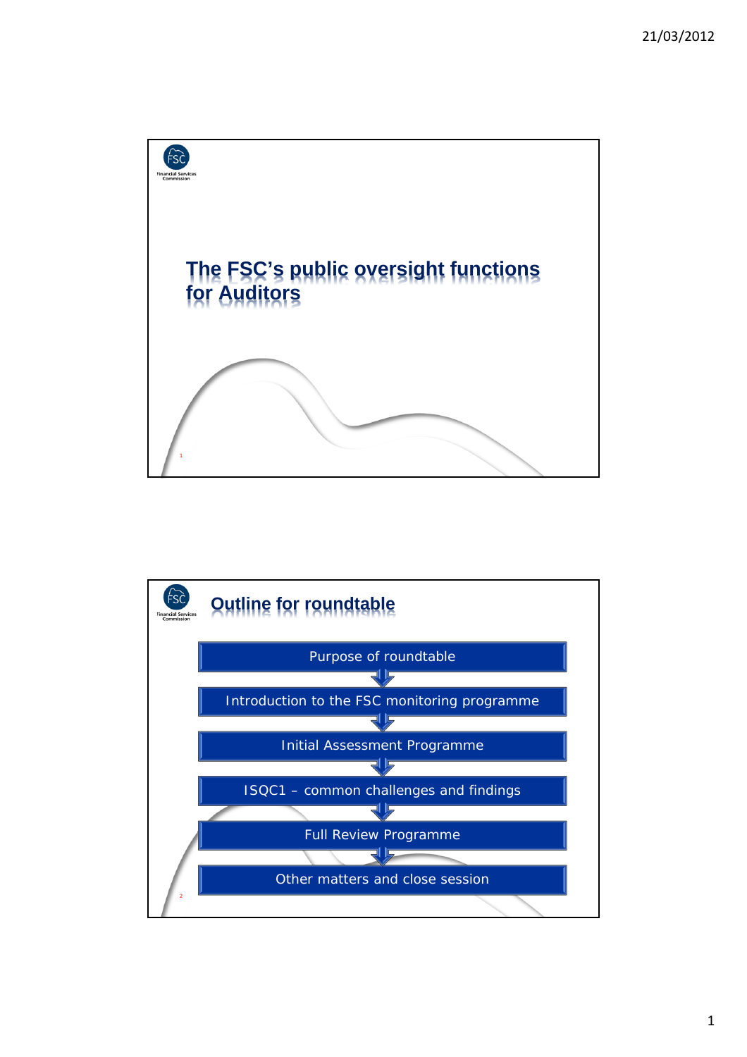# The FSC's public oversight functions for Auditors

## Outline for roundtable

- Purpose of roundtable
- Introduction to the FSC monitoring programme
- Initial Assessment Programme
- ISQC1 – common challenges and findings
- Full Review Programme
- Other matters and close session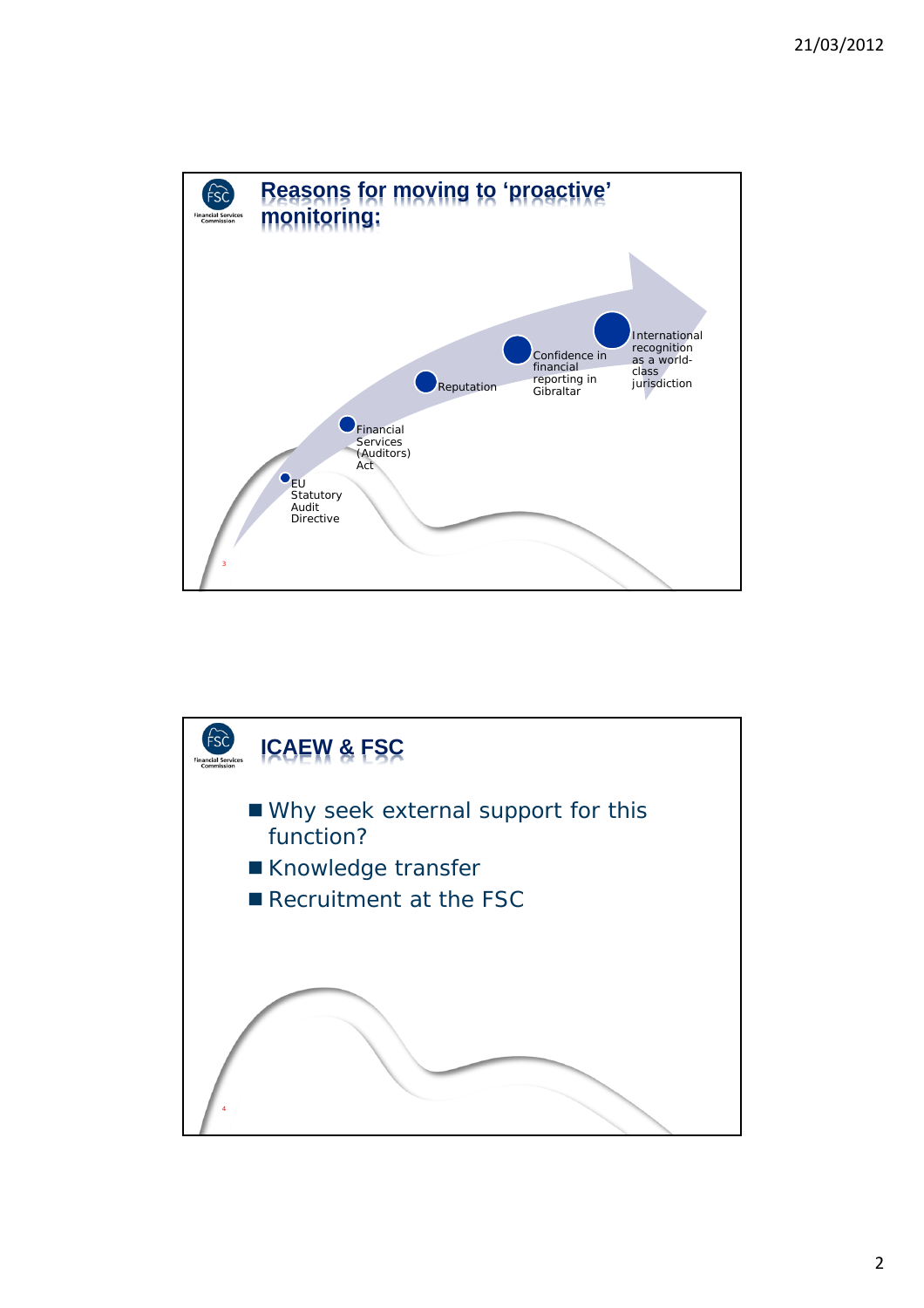## Reasons for moving to 'proactive' monitoring:

- EU Statutory Audit Directive
- Financial Services (Auditors) Act
- Reputation
- Confidence in financial reporting in Gibraltar
- International recognition as a world-class jurisdiction

## ICAEW & FSC

- Why seek external support for this function?
- Knowledge transfer
- Recruitment at the FSC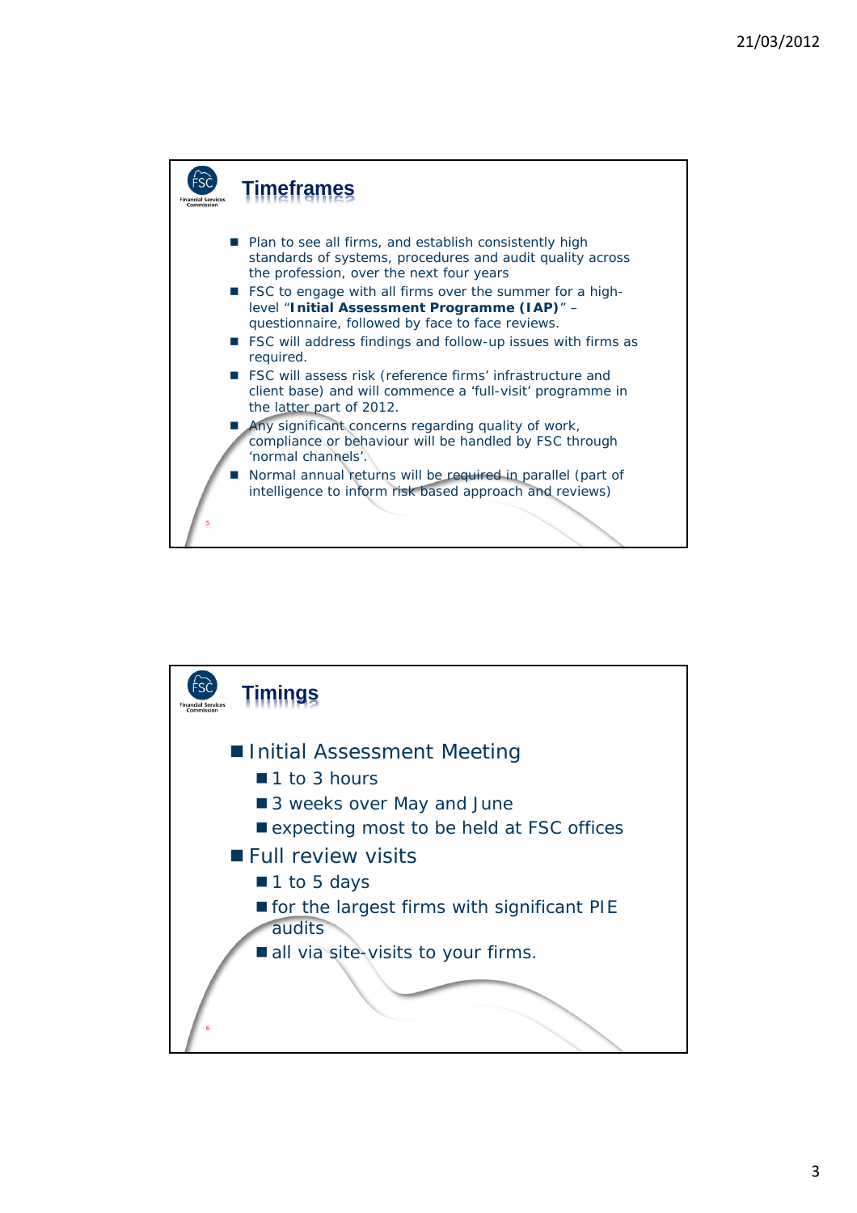## Timeframes

- Plan to see all firms, and establish consistently high standards of systems, procedures and audit quality across the profession, over the next four years
- FSC to engage with all firms over the summer for a high-level "**Initial Assessment Programme (IAP)**" – questionnaire, followed by face to face reviews.
- FSC will address findings and follow-up issues with firms as required.
- FSC will assess risk (reference firms' infrastructure and client base) and will commence a 'full-visit' programme in the latter part of 2012.
- Any significant concerns regarding quality of work, compliance or behaviour will be handled by FSC through 'normal channels'.
- Normal annual returns will be required in parallel (part of intelligence to inform risk based approach and reviews)

## Timings

- Initial Assessment Meeting
  - 1 to 3 hours
  - 3 weeks over May and June
  - expecting most to be held at FSC offices
- Full review visits
  - 1 to 5 days
  - for the largest firms with significant PIE audits
  - all via site-visits to your firms.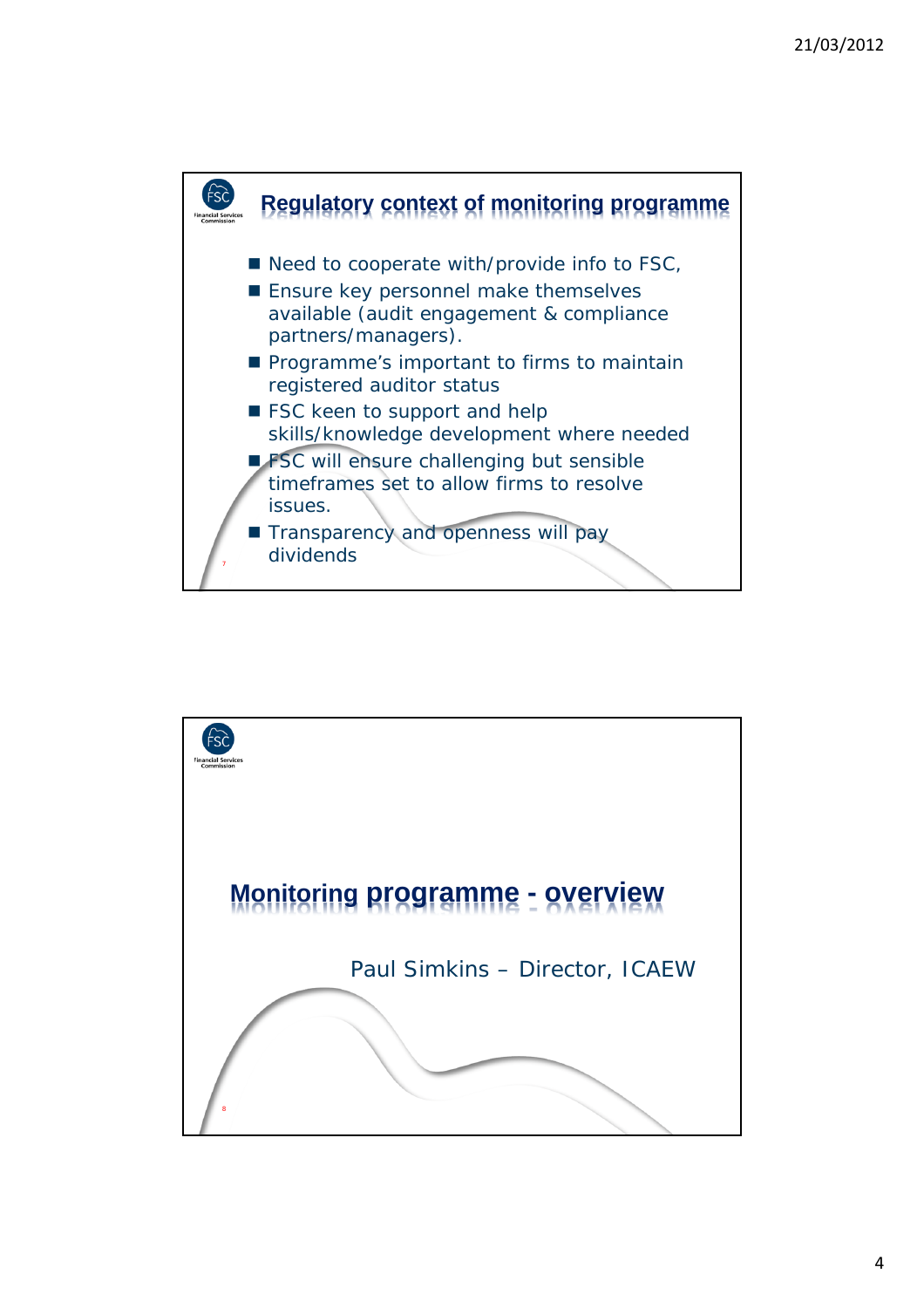## Regulatory context of monitoring programme

- Need to cooperate with/provide info to FSC,
- Ensure key personnel make themselves available (audit engagement & compliance partners/managers).
- Programme's important to firms to maintain registered auditor status
- FSC keen to support and help skills/knowledge development where needed
- FSC will ensure challenging but sensible timeframes set to allow firms to resolve issues.
- Transparency and openness will pay dividends

## Monitoring programme - overview

Paul Simkins – Director, ICAEW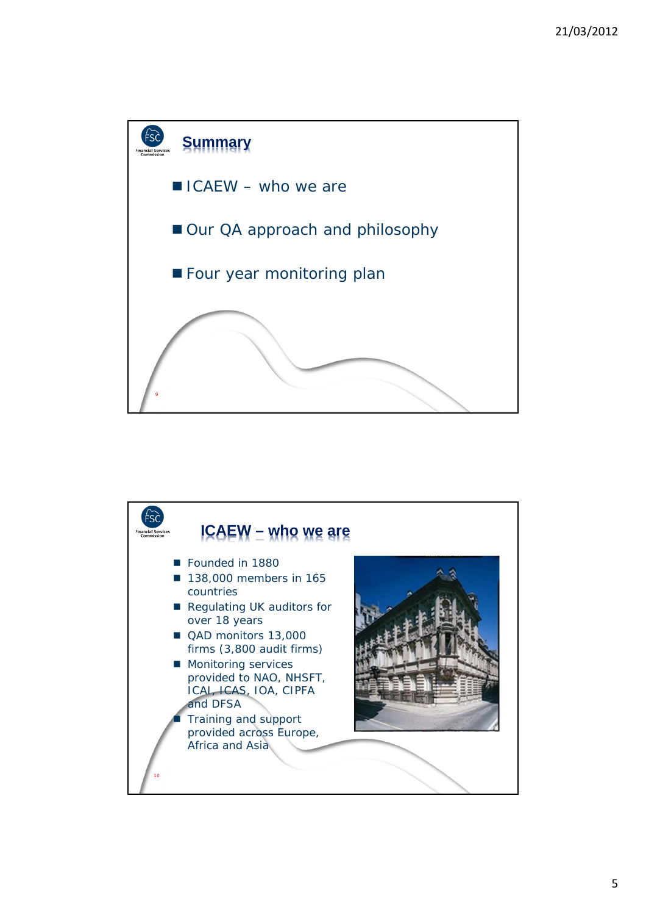## Summary

- ICAEW – who we are
- Our QA approach and philosophy
- Four year monitoring plan

## ICAEW – who we are

- Founded in 1880
- 138,000 members in 165 countries
- Regulating UK auditors for over 18 years
- QAD monitors 13,000 firms (3,800 audit firms)
- Monitoring services provided to NAO, NHSFT, ICAI, ICAS, IOA, CIPFA and DFSA
- Training and support provided across Europe, Africa and Asia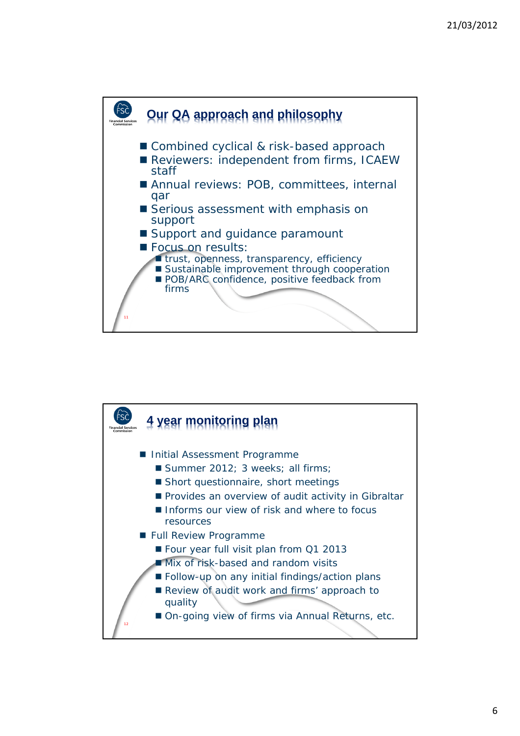## Our QA approach and philosophy

- Combined cyclical & risk-based approach
- Reviewers: independent from firms, ICAEW staff
- Annual reviews: POB, committees, internal qar
- Serious assessment with emphasis on support
- Support and guidance paramount
- Focus on results:
  - trust, openness, transparency, efficiency
  - Sustainable improvement through cooperation
  - POB/ARC confidence, positive feedback from firms

## 4 year monitoring plan

- Initial Assessment Programme
  - Summer 2012; 3 weeks; all firms;
  - Short questionnaire, short meetings
  - Provides an overview of audit activity in Gibraltar
  - Informs our view of risk and where to focus resources
- Full Review Programme
  - Four year full visit plan from Q1 2013
  - Mix of risk-based and random visits
  - Follow-up on any initial findings/action plans
  - Review of audit work and firms' approach to quality
  - On-going view of firms via Annual Returns, etc.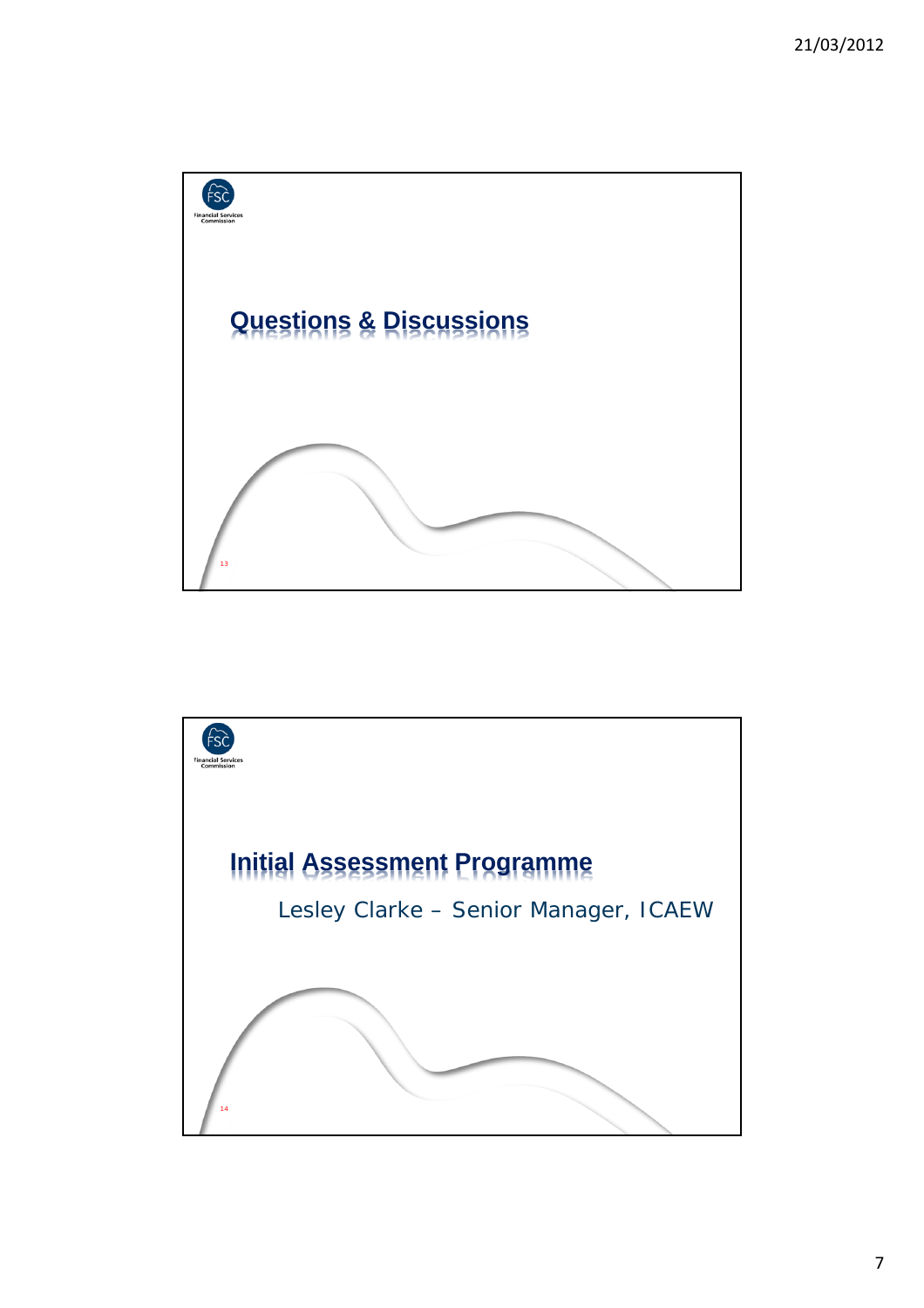## Questions & Discussions

## Initial Assessment Programme

Lesley Clarke – Senior Manager, ICAEW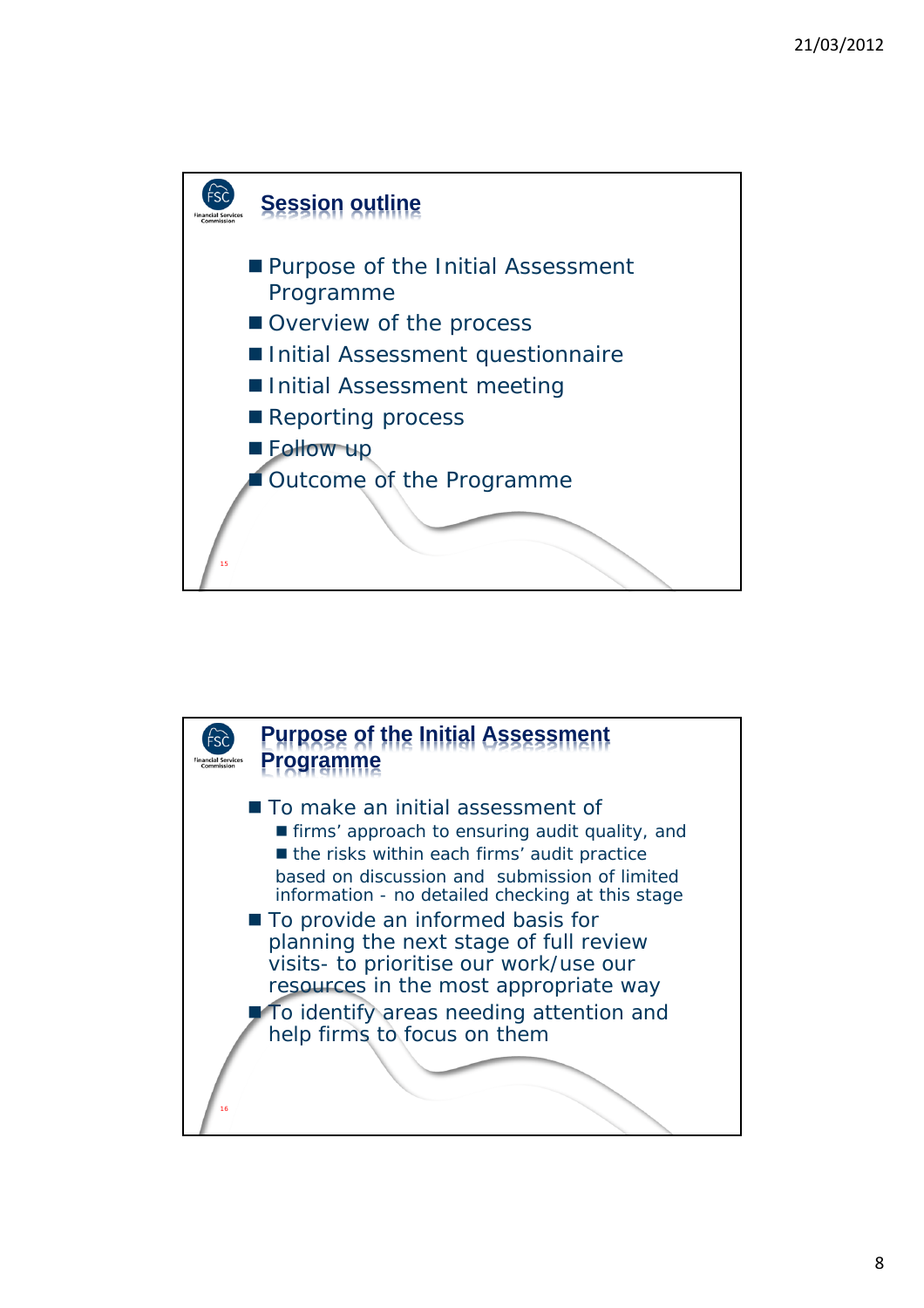## Session outline

- Purpose of the Initial Assessment Programme
- Overview of the process
- Initial Assessment questionnaire
- Initial Assessment meeting
- Reporting process
- Follow up
- Outcome of the Programme

## Purpose of the Initial Assessment Programme

- To make an initial assessment of
  - firms' approach to ensuring audit quality, and
  - the risks within each firms' audit practice

  based on discussion and submission of limited information - no detailed checking at this stage
- To provide an informed basis for planning the next stage of full review visits- to prioritise our work/use our resources in the most appropriate way
- To identify areas needing attention and help firms to focus on them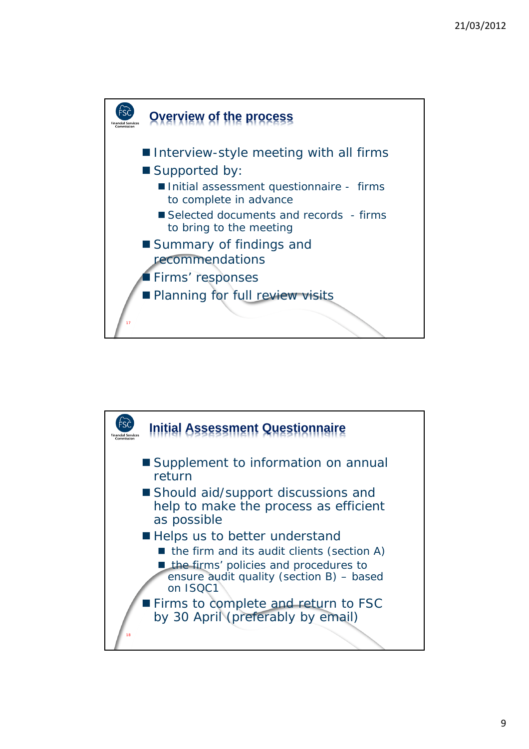## Overview of the process

- Interview-style meeting with all firms
- Supported by:
  - Initial assessment questionnaire - firms to complete in advance
  - Selected documents and records - firms to bring to the meeting
- Summary of findings and recommendations
- Firms' responses
- Planning for full review visits

## Initial Assessment Questionnaire

- Supplement to information on annual return
- Should aid/support discussions and help to make the process as efficient as possible
- Helps us to better understand
  - the firm and its audit clients (section A)
  - the firms' policies and procedures to ensure audit quality (section B) – based on ISQC1
- Firms to complete and return to FSC by 30 April (preferably by email)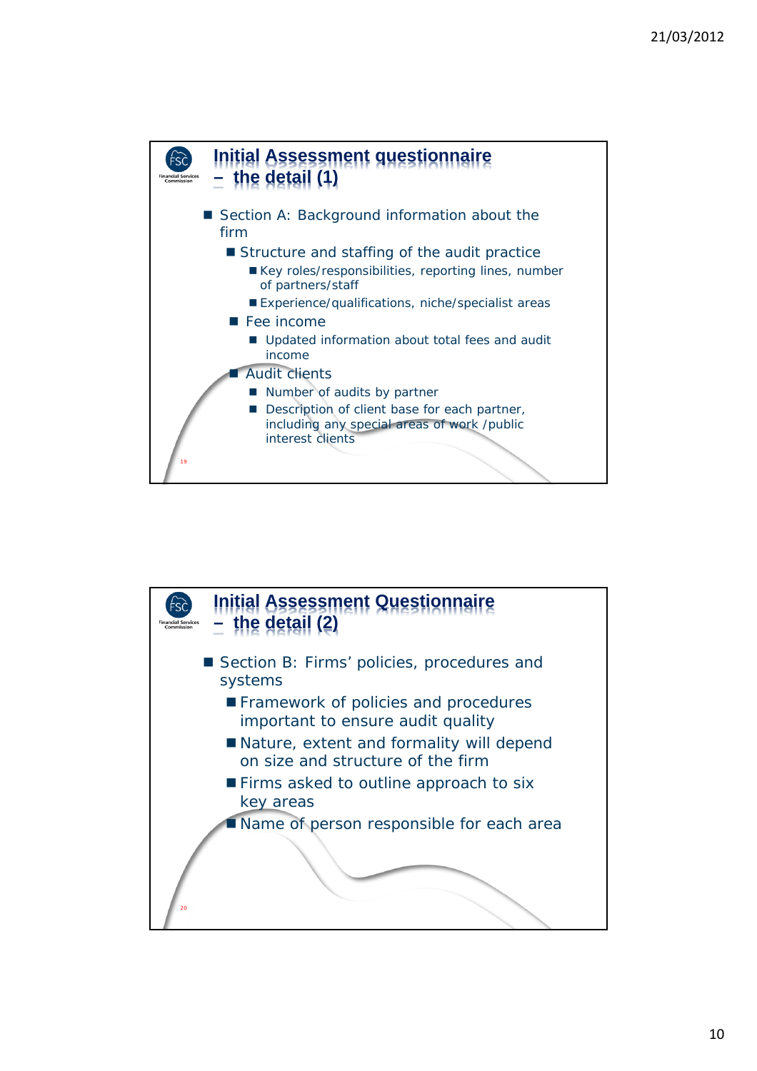## Initial Assessment questionnaire – the detail (1)

- Section A: Background information about the firm
  - Structure and staffing of the audit practice
    - Key roles/responsibilities, reporting lines, number of partners/staff
    - Experience/qualifications, niche/specialist areas
  - Fee income
    - Updated information about total fees and audit income
  - Audit clients
    - Number of audits by partner
    - Description of client base for each partner, including any special areas of work /public interest clients

## Initial Assessment Questionnaire – the detail (2)

- Section B: Firms' policies, procedures and systems
  - Framework of policies and procedures important to ensure audit quality
  - Nature, extent and formality will depend on size and structure of the firm
  - Firms asked to outline approach to six key areas
  - Name of person responsible for each area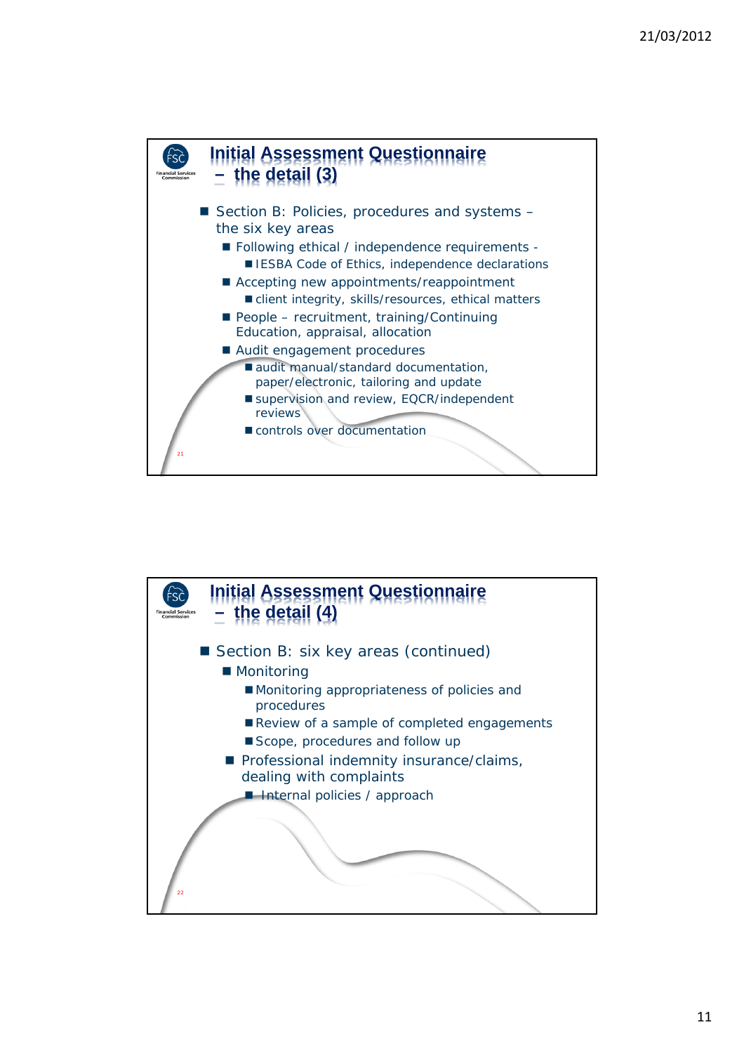## Initial Assessment Questionnaire – the detail (3)

- Section B: Policies, procedures and systems – the six key areas
  - Following ethical / independence requirements -
    - IESBA Code of Ethics, independence declarations
  - Accepting new appointments/reappointment
    - client integrity, skills/resources, ethical matters
  - People – recruitment, training/Continuing Education, appraisal, allocation
  - Audit engagement procedures
    - audit manual/standard documentation, paper/electronic, tailoring and update
    - supervision and review, EQCR/independent reviews
    - controls over documentation

## Initial Assessment Questionnaire – the detail (4)

- Section B: six key areas (continued)
  - Monitoring
    - Monitoring appropriateness of policies and procedures
    - Review of a sample of completed engagements
    - Scope, procedures and follow up
  - Professional indemnity insurance/claims, dealing with complaints
    - Internal policies / approach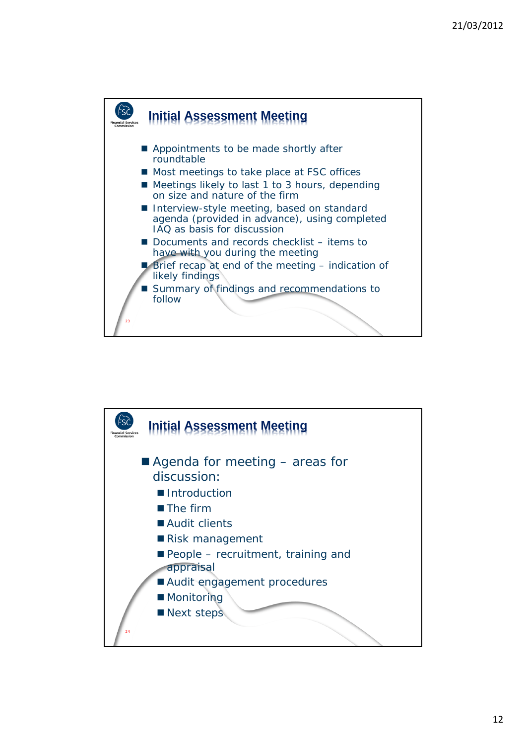## Initial Assessment Meeting

- Appointments to be made shortly after roundtable
- Most meetings to take place at FSC offices
- Meetings likely to last 1 to 3 hours, depending on size and nature of the firm
- Interview-style meeting, based on standard agenda (provided in advance), using completed IAQ as basis for discussion
- Documents and records checklist – items to have with you during the meeting
- Brief recap at end of the meeting – indication of likely findings
- Summary of findings and recommendations to follow

## Initial Assessment Meeting

- Agenda for meeting – areas for discussion:
  - Introduction
  - The firm
  - Audit clients
  - Risk management
  - People – recruitment, training and appraisal
  - Audit engagement procedures
  - Monitoring
  - Next steps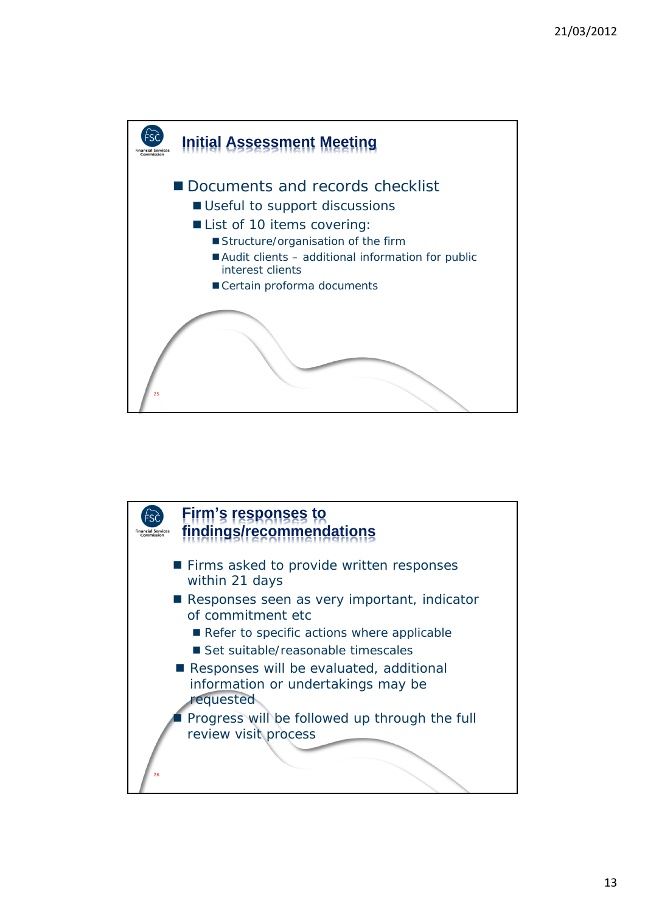## Initial Assessment Meeting

- Documents and records checklist
  - Useful to support discussions
  - List of 10 items covering:
    - Structure/organisation of the firm
    - Audit clients – additional information for public interest clients
    - Certain proforma documents

## Firm's responses to findings/recommendations

- Firms asked to provide written responses within 21 days
- Responses seen as very important, indicator of commitment etc
  - Refer to specific actions where applicable
  - Set suitable/reasonable timescales
- Responses will be evaluated, additional information or undertakings may be requested
- Progress will be followed up through the full review visit process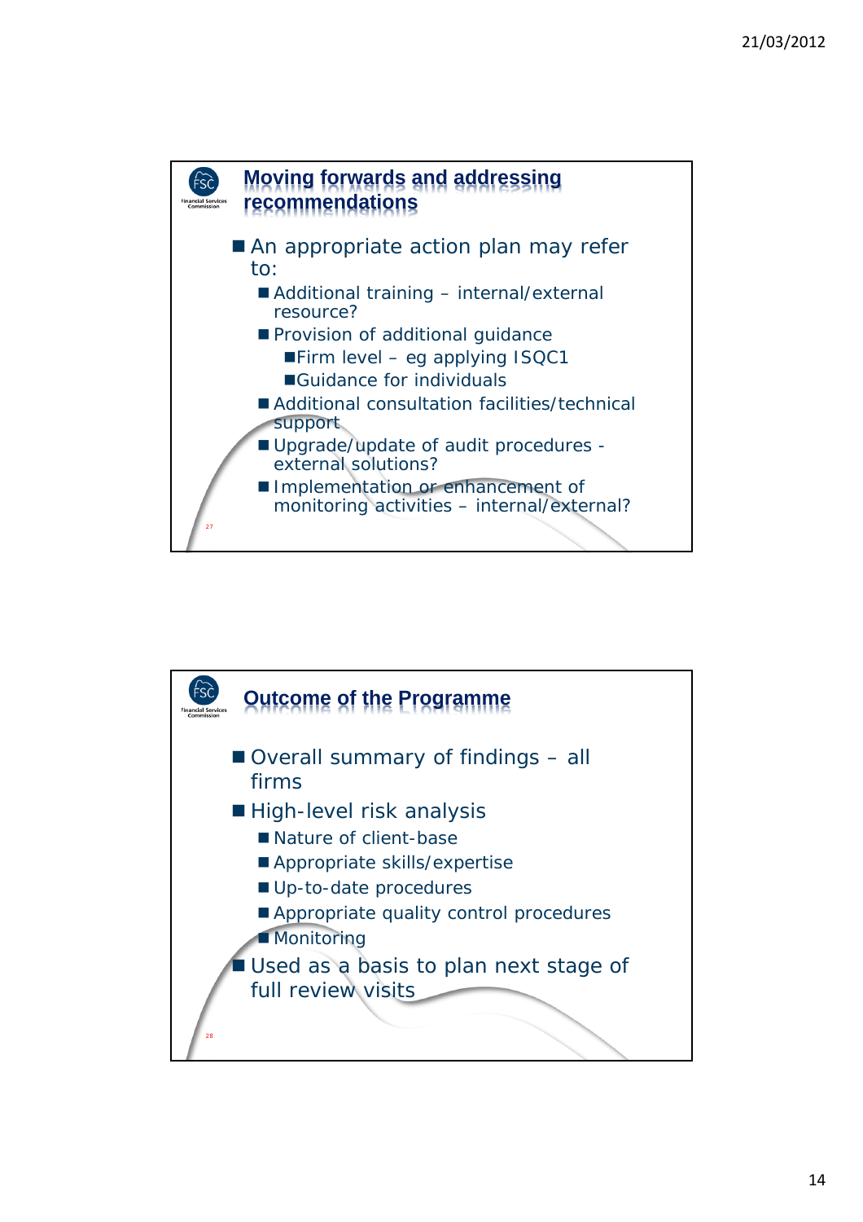## Moving forwards and addressing recommendations

- An appropriate action plan may refer to:
  - Additional training – internal/external resource?
  - Provision of additional guidance
    - Firm level – eg applying ISQC1
    - Guidance for individuals
  - Additional consultation facilities/technical support
  - Upgrade/update of audit procedures - external solutions?
  - Implementation or enhancement of monitoring activities – internal/external?

## Outcome of the Programme

- Overall summary of findings – all firms
- High-level risk analysis
  - Nature of client-base
  - Appropriate skills/expertise
  - Up-to-date procedures
  - Appropriate quality control procedures
  - Monitoring
- Used as a basis to plan next stage of full review visits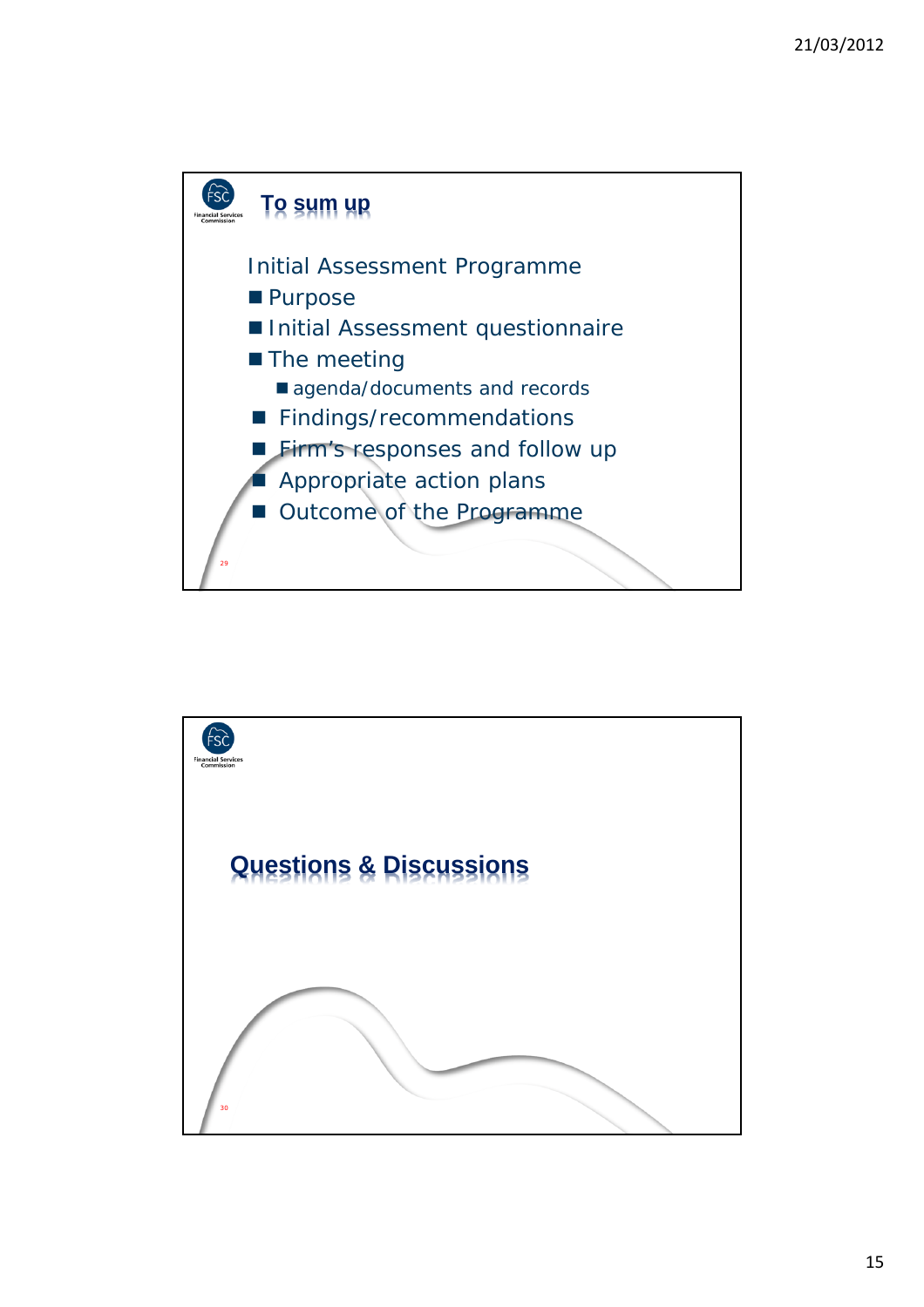## To sum up

Initial Assessment Programme

- Purpose
- Initial Assessment questionnaire
- The meeting
  - agenda/documents and records
- Findings/recommendations
- Firm's responses and follow up
- Appropriate action plans
- Outcome of the Programme

## Questions & Discussions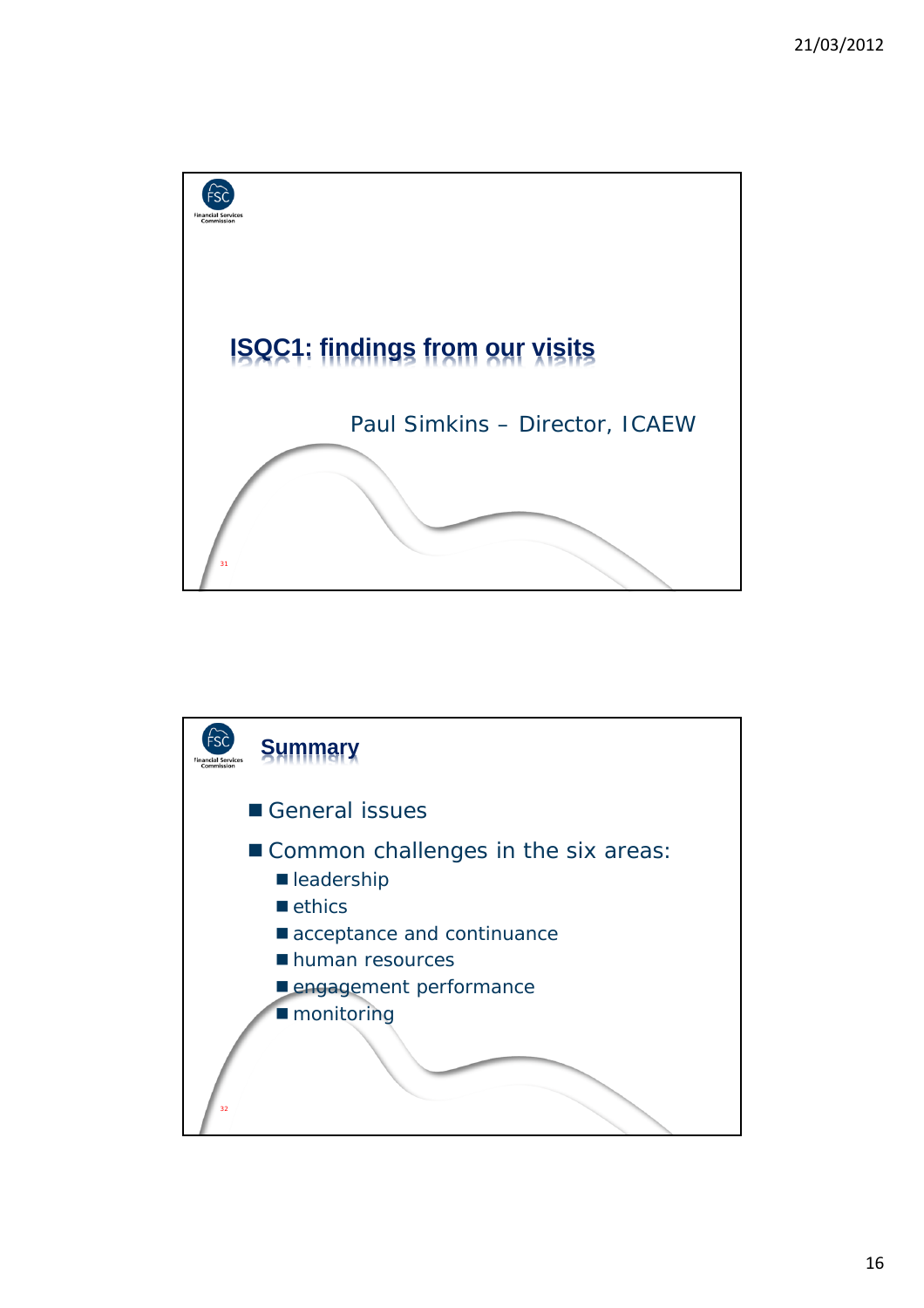# ISQC1: findings from our visits

Paul Simkins – Director, ICAEW

## Summary

- General issues
- Common challenges in the six areas:
  - leadership
  - ethics
  - acceptance and continuance
  - human resources
  - engagement performance
  - monitoring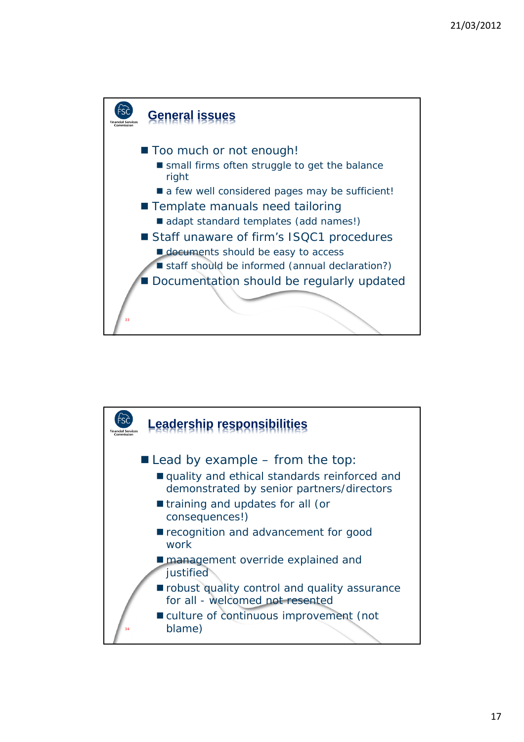## General issues

- Too much or not enough!
  - small firms often struggle to get the balance right
  - a few well considered pages may be sufficient!
- Template manuals need tailoring
  - adapt standard templates (add names!)
- Staff unaware of firm's ISQC1 procedures
  - documents should be easy to access
  - staff should be informed (annual declaration?)
- Documentation should be regularly updated

## Leadership responsibilities

- Lead by example – from the top:
  - quality and ethical standards reinforced and demonstrated by senior partners/directors
  - training and updates for all (or consequences!)
  - recognition and advancement for good work
  - management override explained and justified
  - robust quality control and quality assurance for all - welcomed not resented
  - culture of continuous improvement (not blame)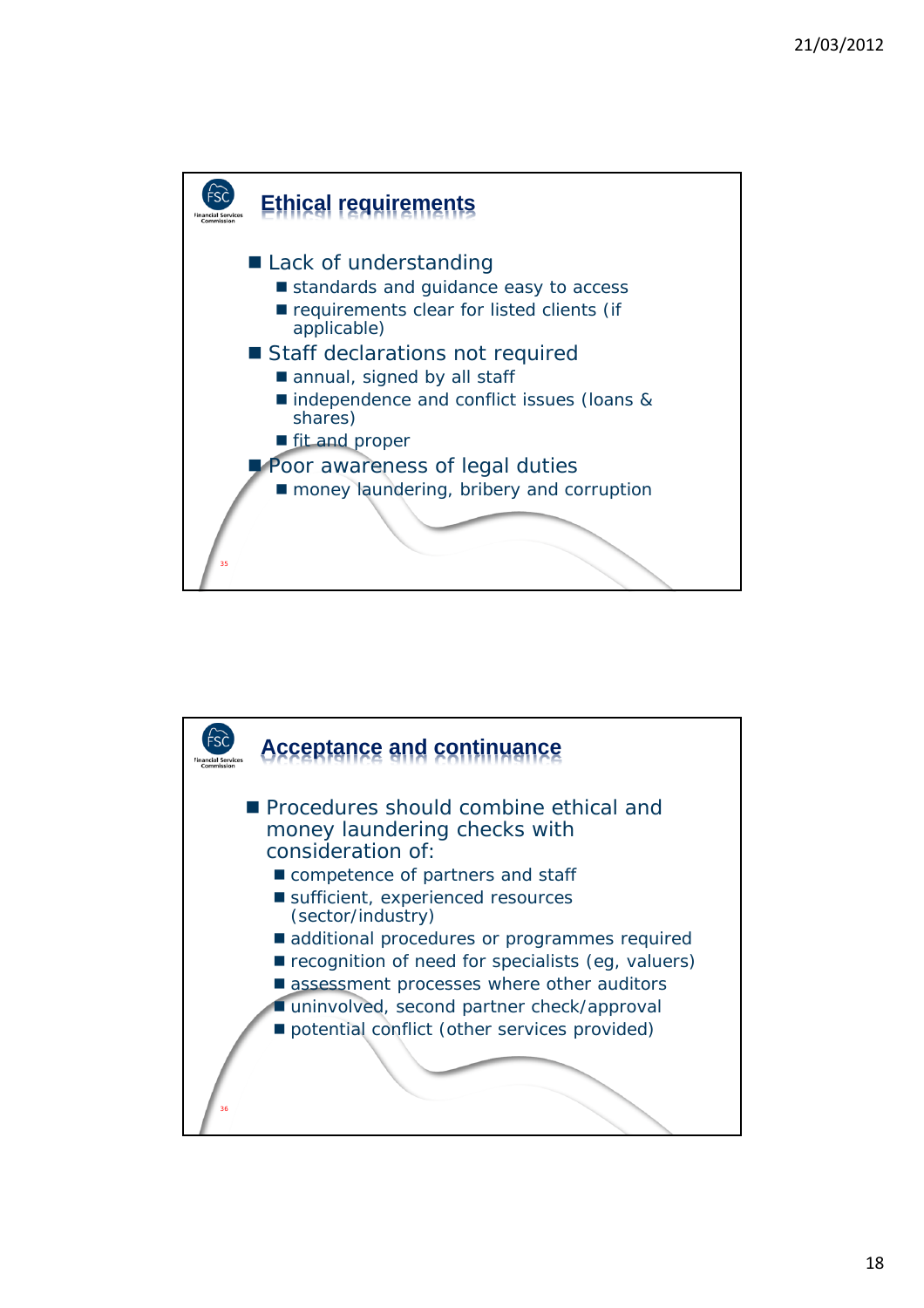## Ethical requirements

- Lack of understanding
  - standards and guidance easy to access
  - requirements clear for listed clients (if applicable)
- Staff declarations not required
  - annual, signed by all staff
  - independence and conflict issues (loans & shares)
  - fit and proper
- Poor awareness of legal duties
  - money laundering, bribery and corruption

## Acceptance and continuance

- Procedures should combine ethical and money laundering checks with consideration of:
  - competence of partners and staff
  - sufficient, experienced resources (sector/industry)
  - additional procedures or programmes required
  - recognition of need for specialists (eg, valuers)
  - assessment processes where other auditors
  - uninvolved, second partner check/approval
  - potential conflict (other services provided)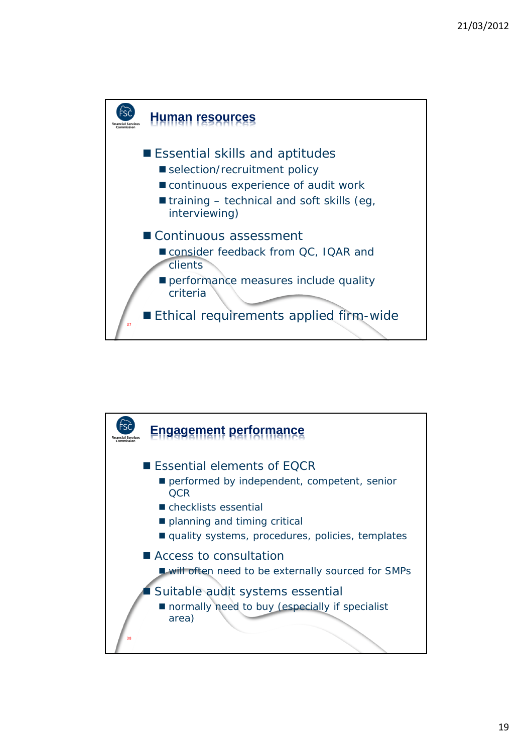## Human resources

- Essential skills and aptitudes
  - selection/recruitment policy
  - continuous experience of audit work
  - training – technical and soft skills (eg, interviewing)
- Continuous assessment
  - consider feedback from QC, IQAR and clients
  - performance measures include quality criteria
- Ethical requirements applied firm-wide

## Engagement performance

- Essential elements of EQCR
  - performed by independent, competent, senior QCR
  - checklists essential
  - planning and timing critical
  - quality systems, procedures, policies, templates
- Access to consultation
  - will often need to be externally sourced for SMPs
- Suitable audit systems essential
  - normally need to buy (especially if specialist area)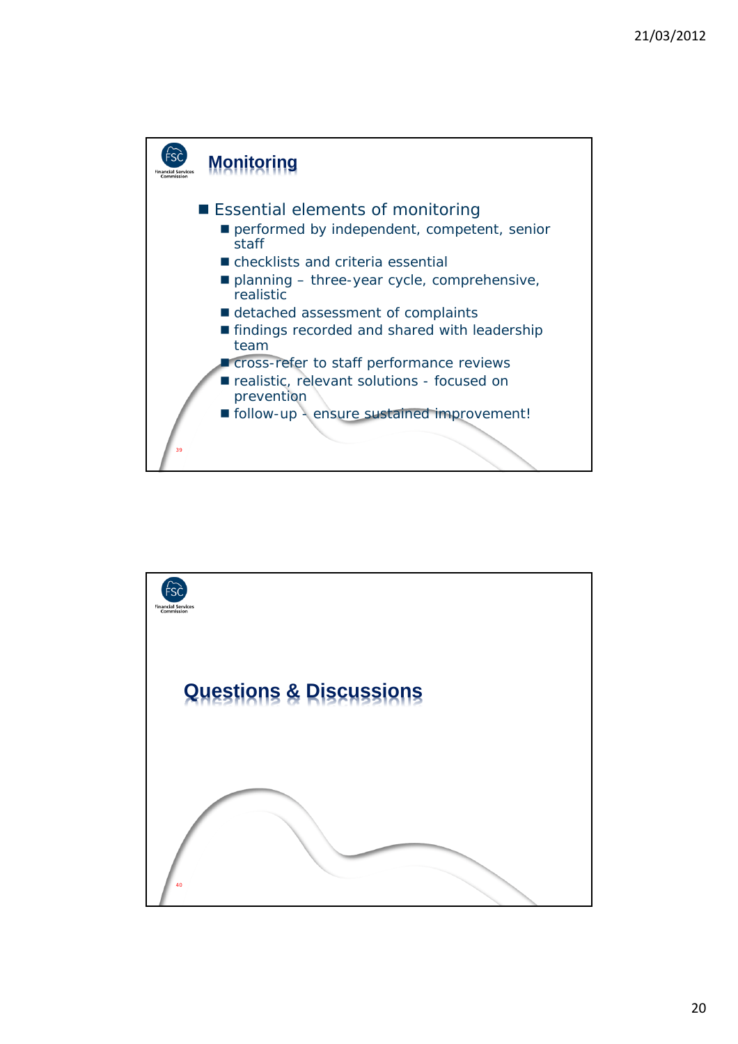## Monitoring

- Essential elements of monitoring
  - performed by independent, competent, senior staff
  - checklists and criteria essential
  - planning – three-year cycle, comprehensive, realistic
  - detached assessment of complaints
  - findings recorded and shared with leadership team
  - cross-refer to staff performance reviews
  - realistic, relevant solutions - focused on prevention
  - follow-up - ensure sustained improvement!

## Questions & Discussions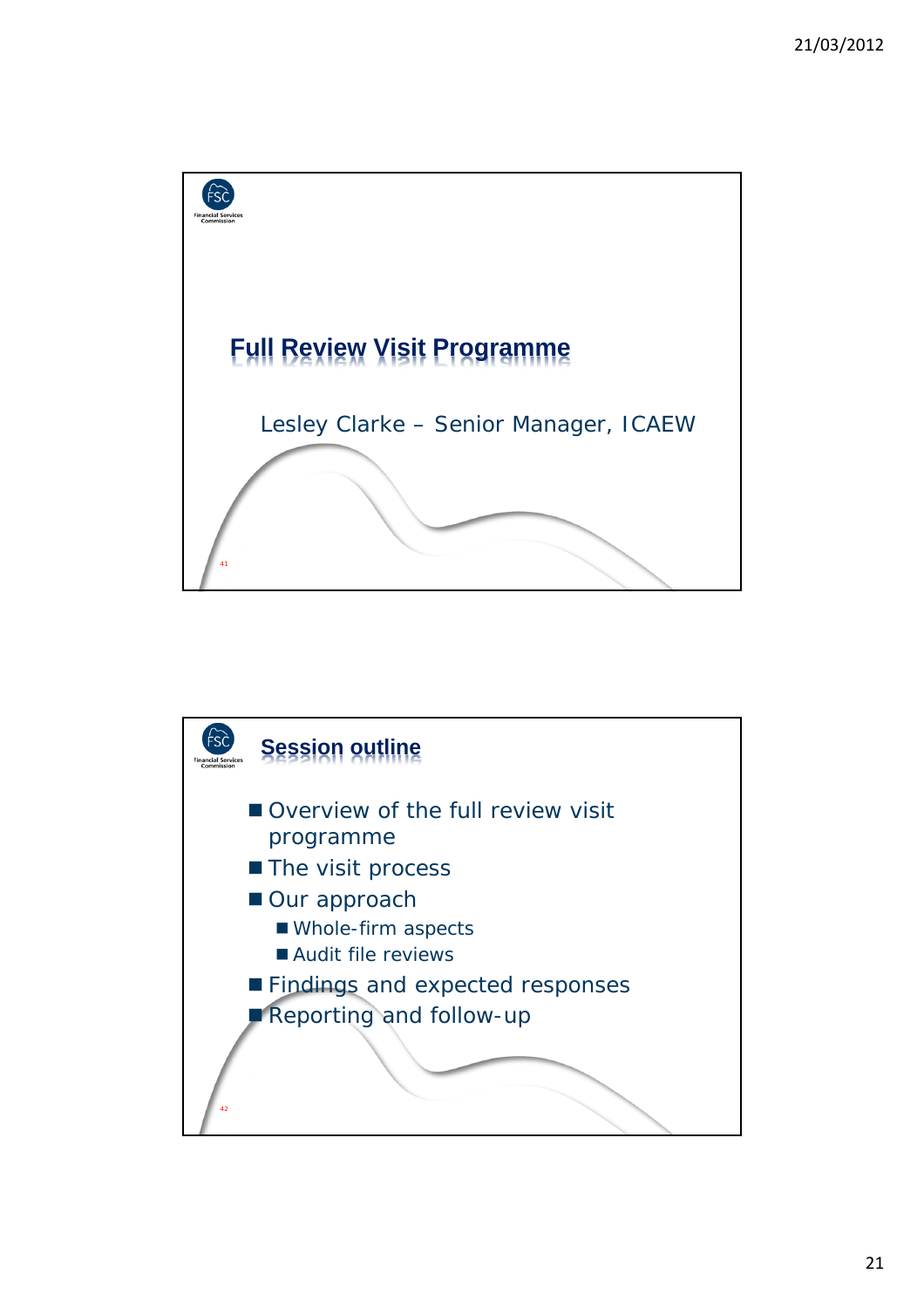# Full Review Visit Programme

Lesley Clarke – Senior Manager, ICAEW

## Session outline

- Overview of the full review visit programme
- The visit process
- Our approach
  - Whole-firm aspects
  - Audit file reviews
- Findings and expected responses
- Reporting and follow-up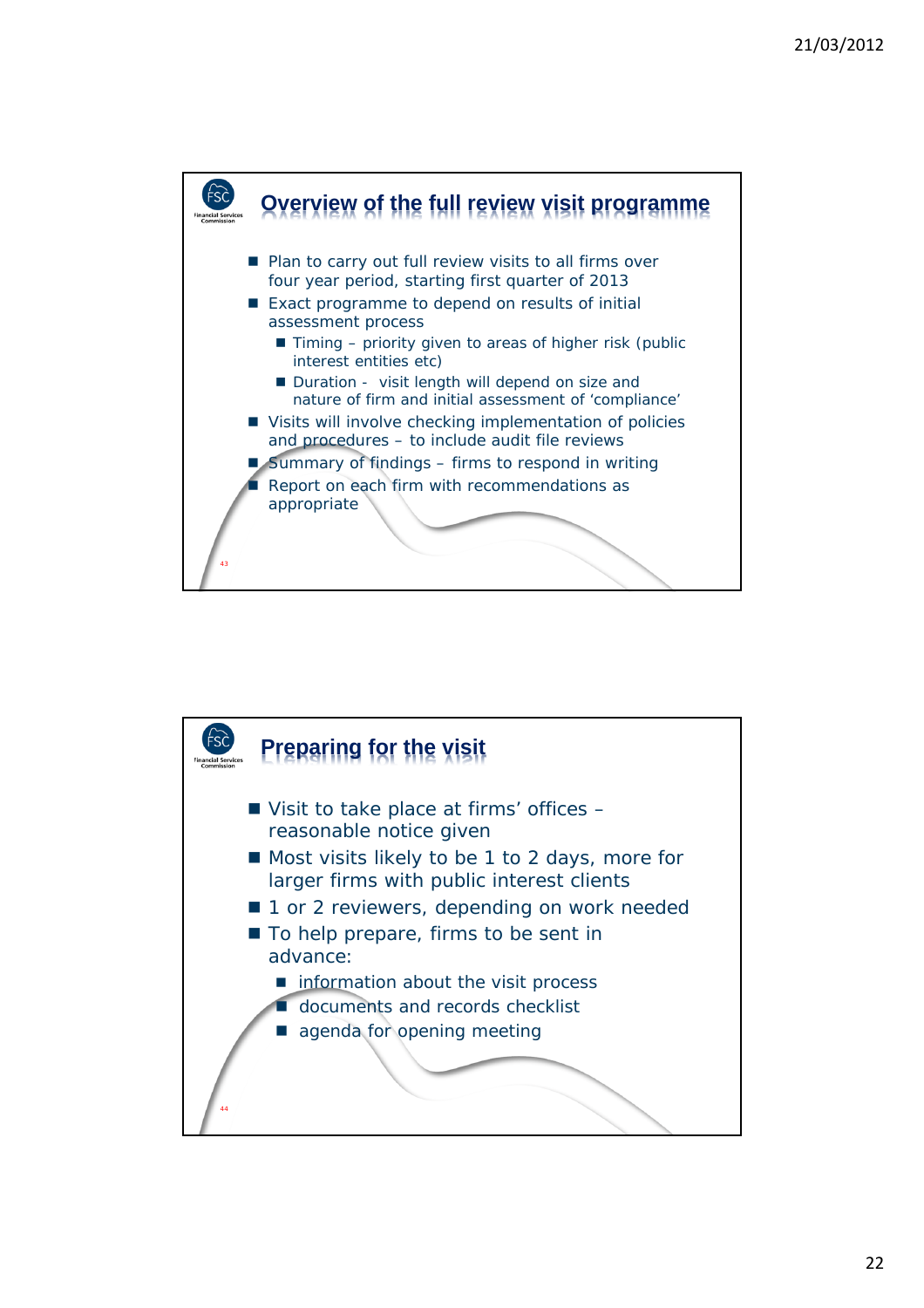## Overview of the full review visit programme

- Plan to carry out full review visits to all firms over four year period, starting first quarter of 2013
- Exact programme to depend on results of initial assessment process
  - Timing – priority given to areas of higher risk (public interest entities etc)
  - Duration - visit length will depend on size and nature of firm and initial assessment of 'compliance'
- Visits will involve checking implementation of policies and procedures – to include audit file reviews
- Summary of findings – firms to respond in writing
- Report on each firm with recommendations as appropriate

## Preparing for the visit

- Visit to take place at firms' offices – reasonable notice given
- Most visits likely to be 1 to 2 days, more for larger firms with public interest clients
- 1 or 2 reviewers, depending on work needed
- To help prepare, firms to be sent in advance:
  - information about the visit process
  - documents and records checklist
  - agenda for opening meeting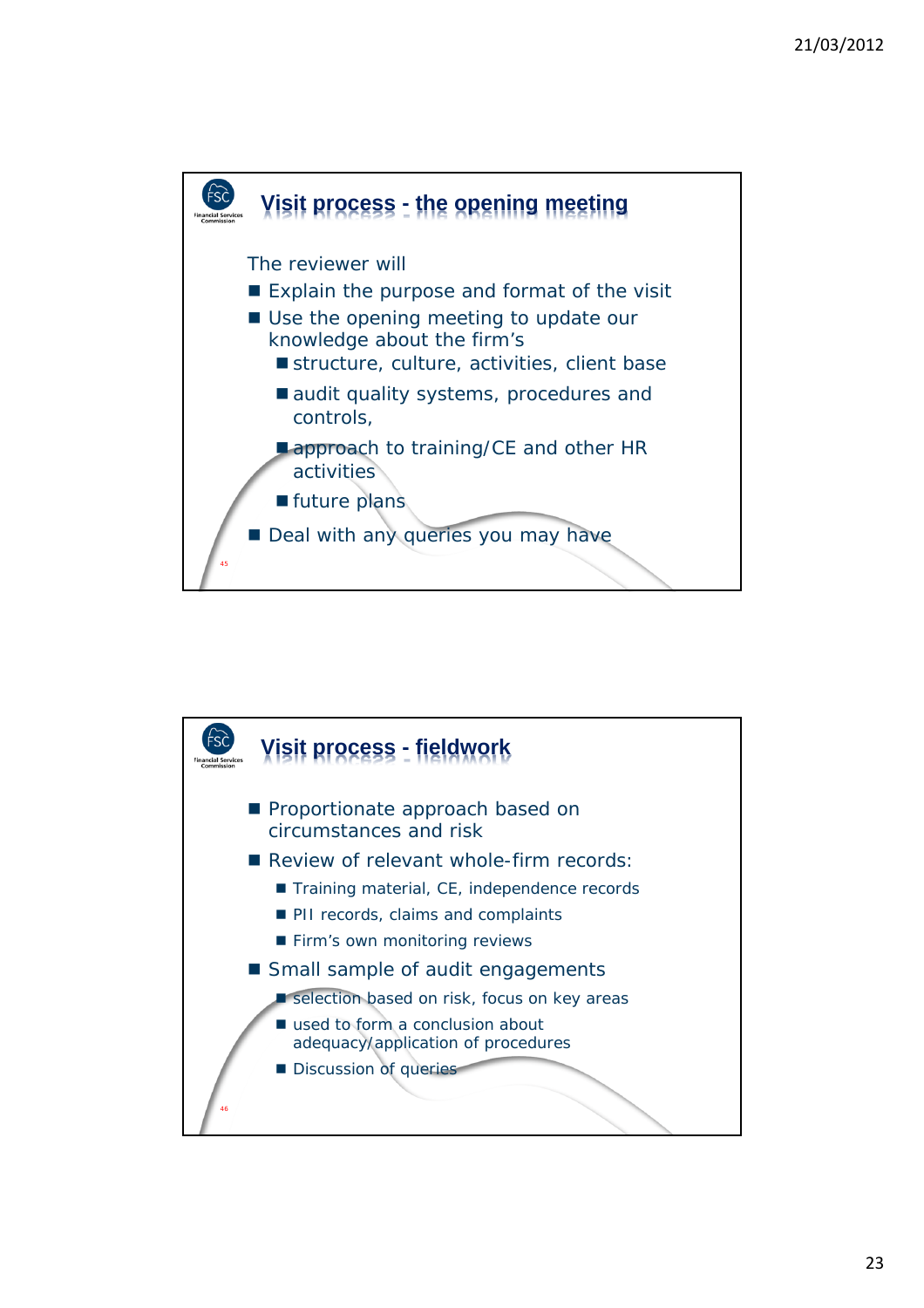## Visit process - the opening meeting

The reviewer will

- Explain the purpose and format of the visit
- Use the opening meeting to update our knowledge about the firm's
  - structure, culture, activities, client base
  - audit quality systems, procedures and controls,
  - approach to training/CE and other HR activities
  - future plans
- Deal with any queries you may have

## Visit process - fieldwork

- Proportionate approach based on circumstances and risk
- Review of relevant whole-firm records:
  - Training material, CE, independence records
  - PII records, claims and complaints
  - Firm's own monitoring reviews
- Small sample of audit engagements
  - selection based on risk, focus on key areas
  - used to form a conclusion about adequacy/application of procedures
  - Discussion of queries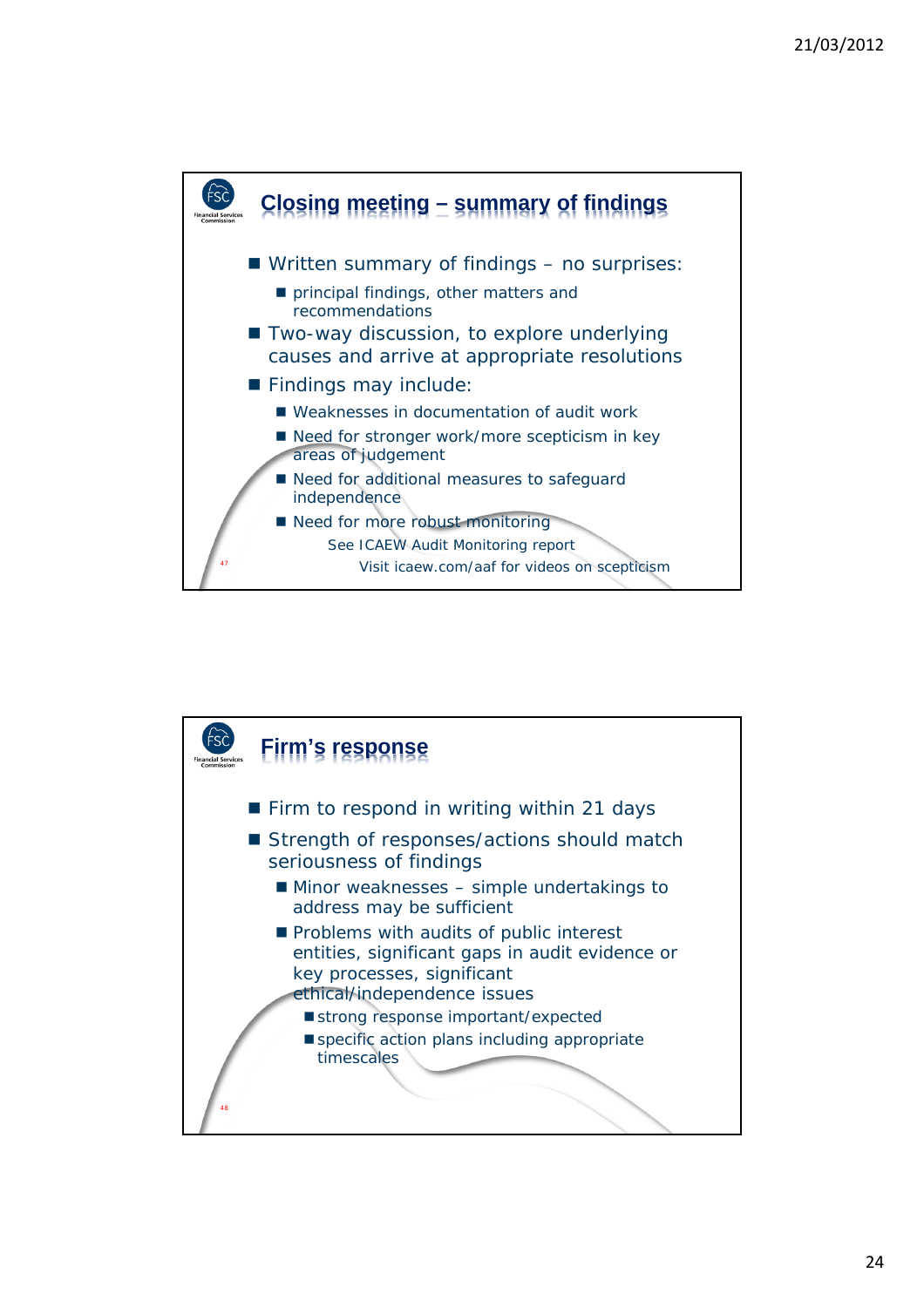## Closing meeting – summary of findings

- Written summary of findings – no surprises:
  - principal findings, other matters and recommendations
- Two-way discussion, to explore underlying causes and arrive at appropriate resolutions
- Findings may include:
  - Weaknesses in documentation of audit work
  - Need for stronger work/more scepticism in key areas of judgement
  - Need for additional measures to safeguard independence
  - Need for more robust monitoring

See ICAEW Audit Monitoring report

Visit icaew.com/aaf for videos on scepticism

## Firm's response

- Firm to respond in writing within 21 days
- Strength of responses/actions should match seriousness of findings
  - Minor weaknesses – simple undertakings to address may be sufficient
  - Problems with audits of public interest entities, significant gaps in audit evidence or key processes, significant ethical/independence issues
    - strong response important/expected
    - specific action plans including appropriate timescales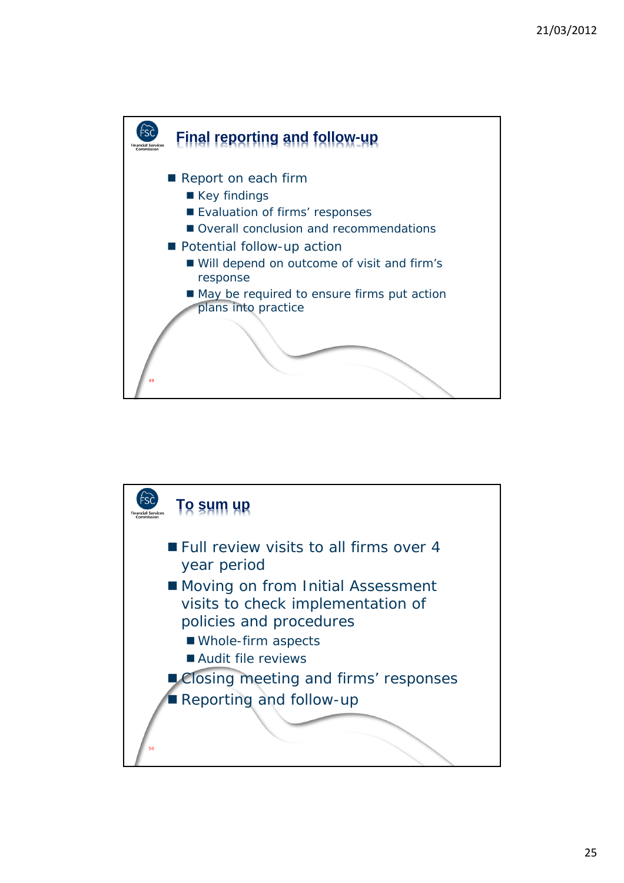## Final reporting and follow-up

- Report on each firm
  - Key findings
  - Evaluation of firms' responses
  - Overall conclusion and recommendations
- Potential follow-up action
  - Will depend on outcome of visit and firm's response
  - May be required to ensure firms put action plans into practice

## To sum up

- Full review visits to all firms over 4 year period
- Moving on from Initial Assessment visits to check implementation of policies and procedures
  - Whole-firm aspects
  - Audit file reviews
- Closing meeting and firms' responses
- Reporting and follow-up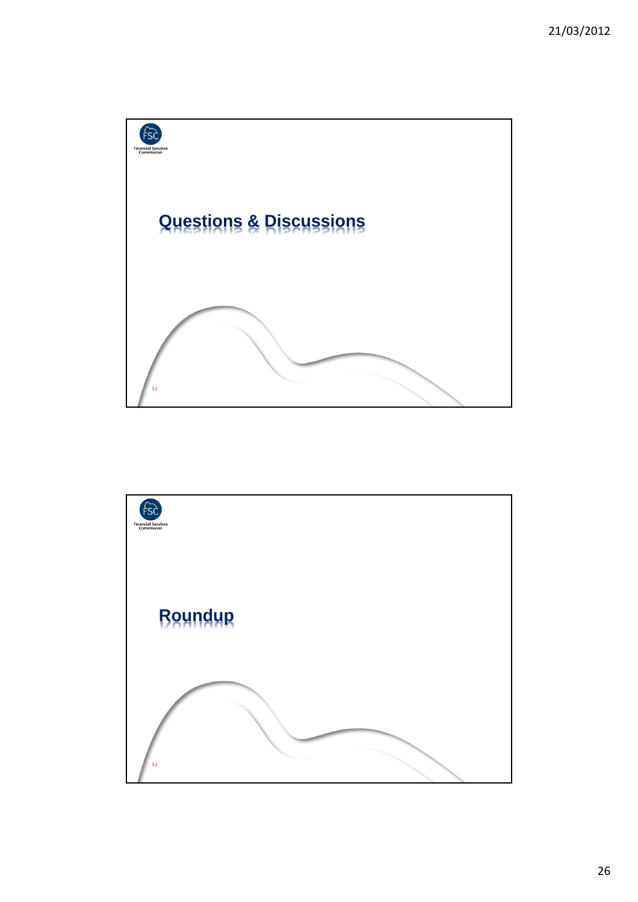Financial Services Commission

## Questions & Discussions

Financial Services Commission

## Roundup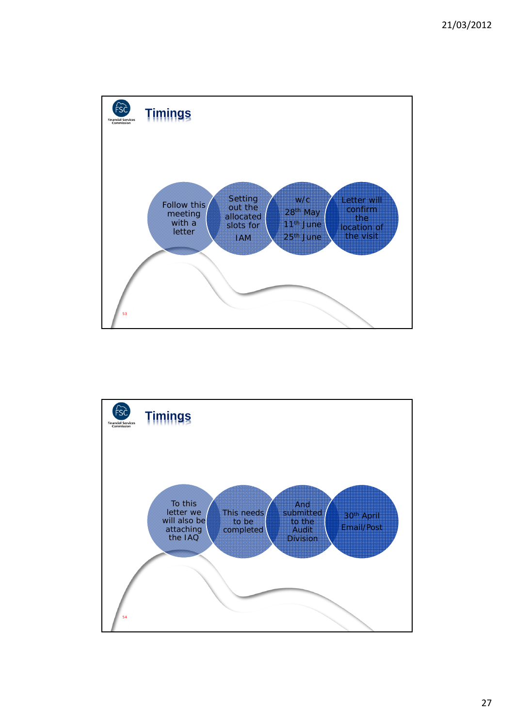## Timings

Follow this meeting with a letter

Setting out the allocated slots for IAM

w/c
28th May
11th June
25th June

Letter will confirm the location of the visit

## Timings

To this letter we will also be attaching the IAQ

This needs to be completed

And submitted to the Audit Division

30th April
Email/Post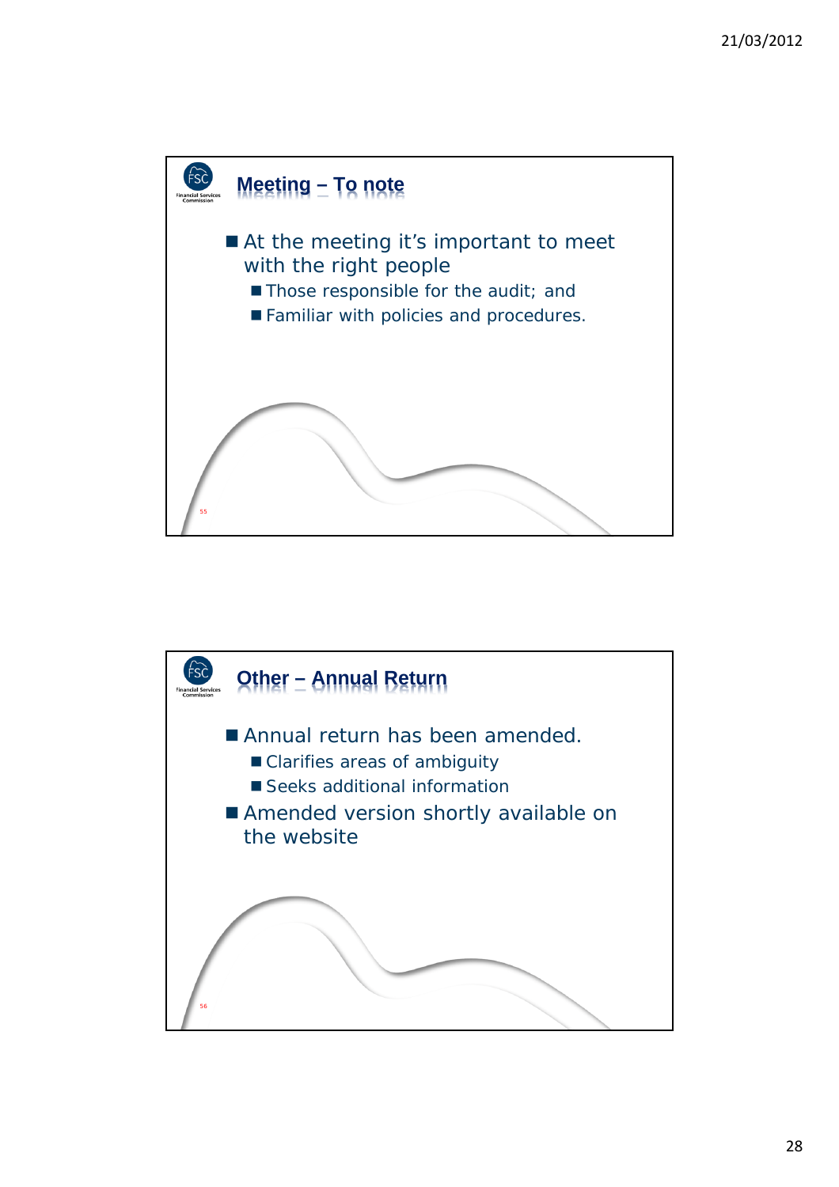## Meeting – To note

- At the meeting it's important to meet with the right people
  - Those responsible for the audit; and
  - Familiar with policies and procedures.

## Other – Annual Return

- Annual return has been amended.
  - Clarifies areas of ambiguity
  - Seeks additional information
- Amended version shortly available on the website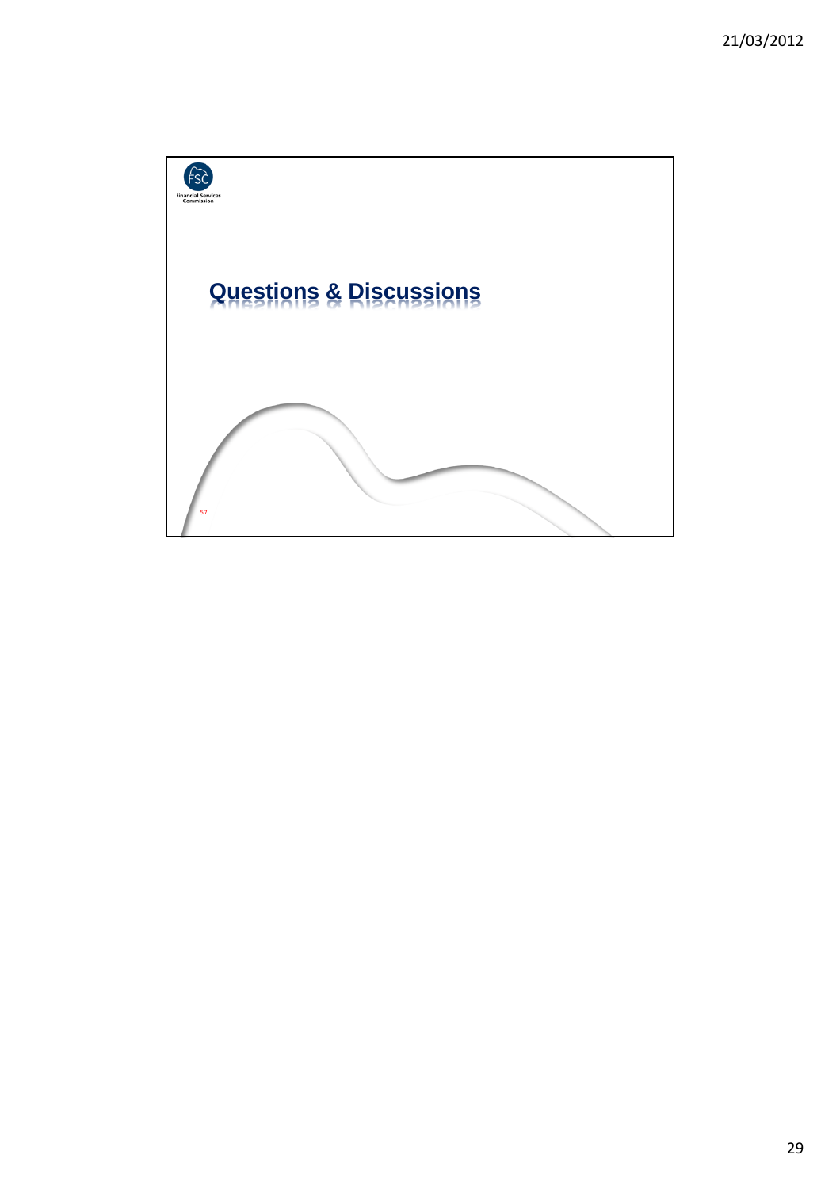Financial Services Commission

# Questions & Discussions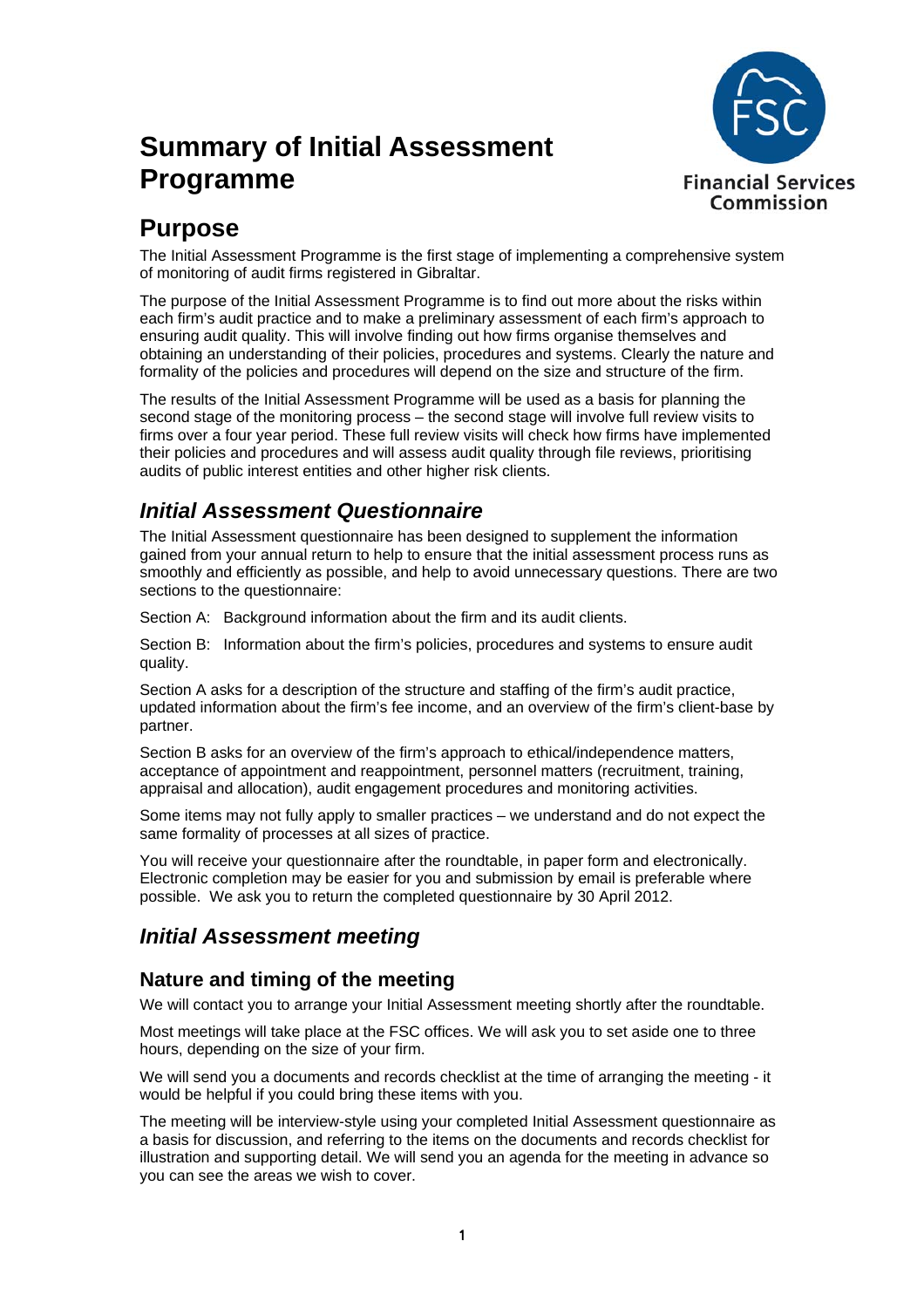# Summary of Initial Assessment Programme

Financial Services Commission

## Purpose

The Initial Assessment Programme is the first stage of implementing a comprehensive system of monitoring of audit firms registered in Gibraltar.

The purpose of the Initial Assessment Programme is to find out more about the risks within each firm's audit practice and to make a preliminary assessment of each firm's approach to ensuring audit quality. This will involve finding out how firms organise themselves and obtaining an understanding of their policies, procedures and systems. Clearly the nature and formality of the policies and procedures will depend on the size and structure of the firm.

The results of the Initial Assessment Programme will be used as a basis for planning the second stage of the monitoring process – the second stage will involve full review visits to firms over a four year period. These full review visits will check how firms have implemented their policies and procedures and will assess audit quality through file reviews, prioritising audits of public interest entities and other higher risk clients.

## *Initial Assessment Questionnaire*

The Initial Assessment questionnaire has been designed to supplement the information gained from your annual return to help to ensure that the initial assessment process runs as smoothly and efficiently as possible, and help to avoid unnecessary questions. There are two sections to the questionnaire:

Section A: Background information about the firm and its audit clients.

Section B: Information about the firm's policies, procedures and systems to ensure audit quality.

Section A asks for a description of the structure and staffing of the firm's audit practice, updated information about the firm's fee income, and an overview of the firm's client-base by partner.

Section B asks for an overview of the firm's approach to ethical/independence matters, acceptance of appointment and reappointment, personnel matters (recruitment, training, appraisal and allocation), audit engagement procedures and monitoring activities.

Some items may not fully apply to smaller practices – we understand and do not expect the same formality of processes at all sizes of practice.

You will receive your questionnaire after the roundtable, in paper form and electronically. Electronic completion may be easier for you and submission by email is preferable where possible. We ask you to return the completed questionnaire by 30 April 2012.

## *Initial Assessment meeting*

### Nature and timing of the meeting

We will contact you to arrange your Initial Assessment meeting shortly after the roundtable.

Most meetings will take place at the FSC offices. We will ask you to set aside one to three hours, depending on the size of your firm.

We will send you a documents and records checklist at the time of arranging the meeting - it would be helpful if you could bring these items with you.

The meeting will be interview-style using your completed Initial Assessment questionnaire as a basis for discussion, and referring to the items on the documents and records checklist for illustration and supporting detail. We will send you an agenda for the meeting in advance so you can see the areas we wish to cover.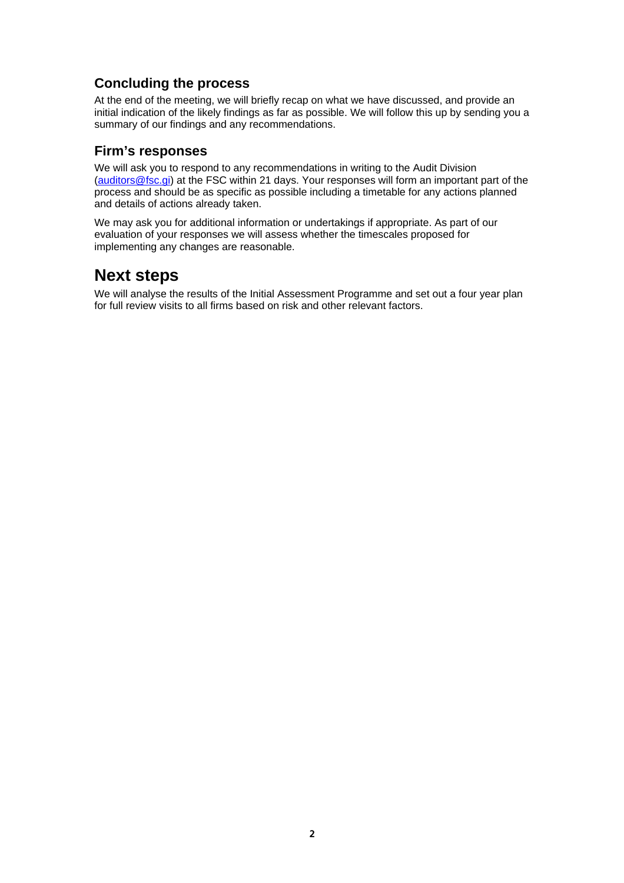### Concluding the process

At the end of the meeting, we will briefly recap on what we have discussed, and provide an initial indication of the likely findings as far as possible. We will follow this up by sending you a summary of our findings and any recommendations.

### Firm's responses

We will ask you to respond to any recommendations in writing to the Audit Division (auditors@fsc.gi) at the FSC within 21 days. Your responses will form an important part of the process and should be as specific as possible including a timetable for any actions planned and details of actions already taken.

We may ask you for additional information or undertakings if appropriate. As part of our evaluation of your responses we will assess whether the timescales proposed for implementing any changes are reasonable.

## Next steps

We will analyse the results of the Initial Assessment Programme and set out a four year plan for full review visits to all firms based on risk and other relevant factors.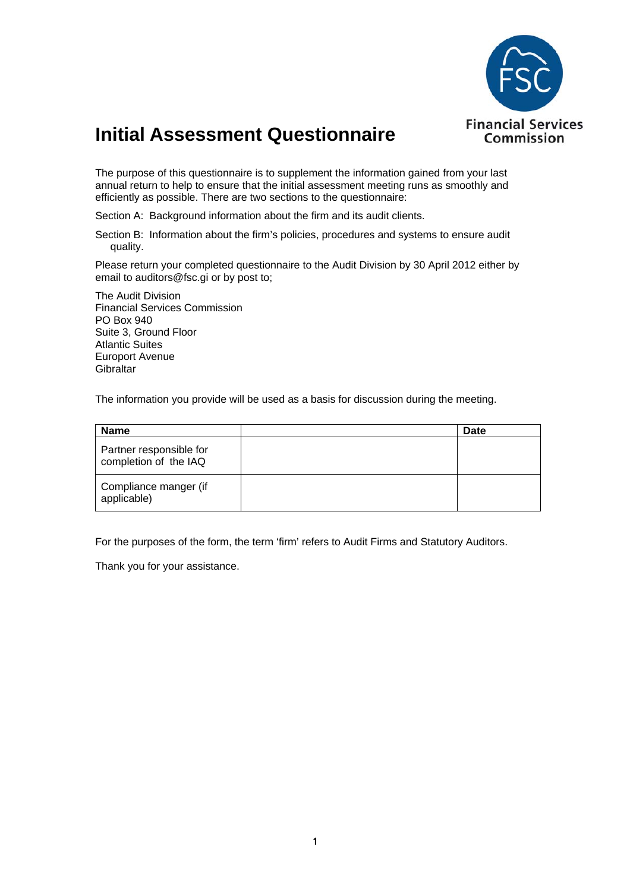# Initial Assessment Questionnaire

Financial Services Commission

The purpose of this questionnaire is to supplement the information gained from your last annual return to help to ensure that the initial assessment meeting runs as smoothly and efficiently as possible. There are two sections to the questionnaire:

Section A: Background information about the firm and its audit clients.

Section B: Information about the firm's policies, procedures and systems to ensure audit quality.

Please return your completed questionnaire to the Audit Division by 30 April 2012 either by email to auditors@fsc.gi or by post to;

The Audit Division
Financial Services Commission
PO Box 940
Suite 3, Ground Floor
Atlantic Suites
Europort Avenue
Gibraltar

The information you provide will be used as a basis for discussion during the meeting.

| Name | | Date |
|---|---|---|
| Partner responsible for completion of the IAQ | | |
| Compliance manger (if applicable) | | |

For the purposes of the form, the term 'firm' refers to Audit Firms and Statutory Auditors.

Thank you for your assistance.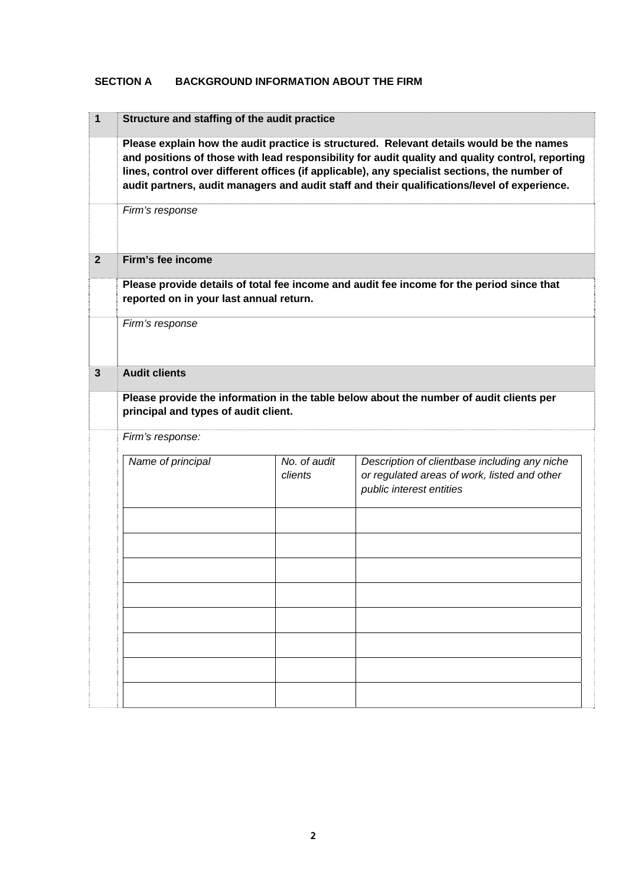## SECTION A BACKGROUND INFORMATION ABOUT THE FIRM

| | |
|---|---|
| **1** | **Structure and staffing of the audit practice** |
| | **Please explain how the audit practice is structured. Relevant details would be the names and positions of those with lead responsibility for audit quality and quality control, reporting lines, control over different offices (if applicable), any specialist sections, the number of audit partners, audit managers and audit staff and their qualifications/level of experience.** |
| | *Firm's response* |
| **2** | **Firm's fee income** |
| | **Please provide details of total fee income and audit fee income for the period since that reported on in your last annual return.** |
| | *Firm's response* |
| **3** | **Audit clients** |
| | **Please provide the information in the table below about the number of audit clients per principal and types of audit client.** |
| | *Firm's response:* |

| *Name of principal* | *No. of audit clients* | *Description of clientbase including any niche or regulated areas of work, listed and other public interest entities* |
|---|---|---|
| | | |
| | | |
| | | |
| | | |
| | | |
| | | |
| | | |
| | | |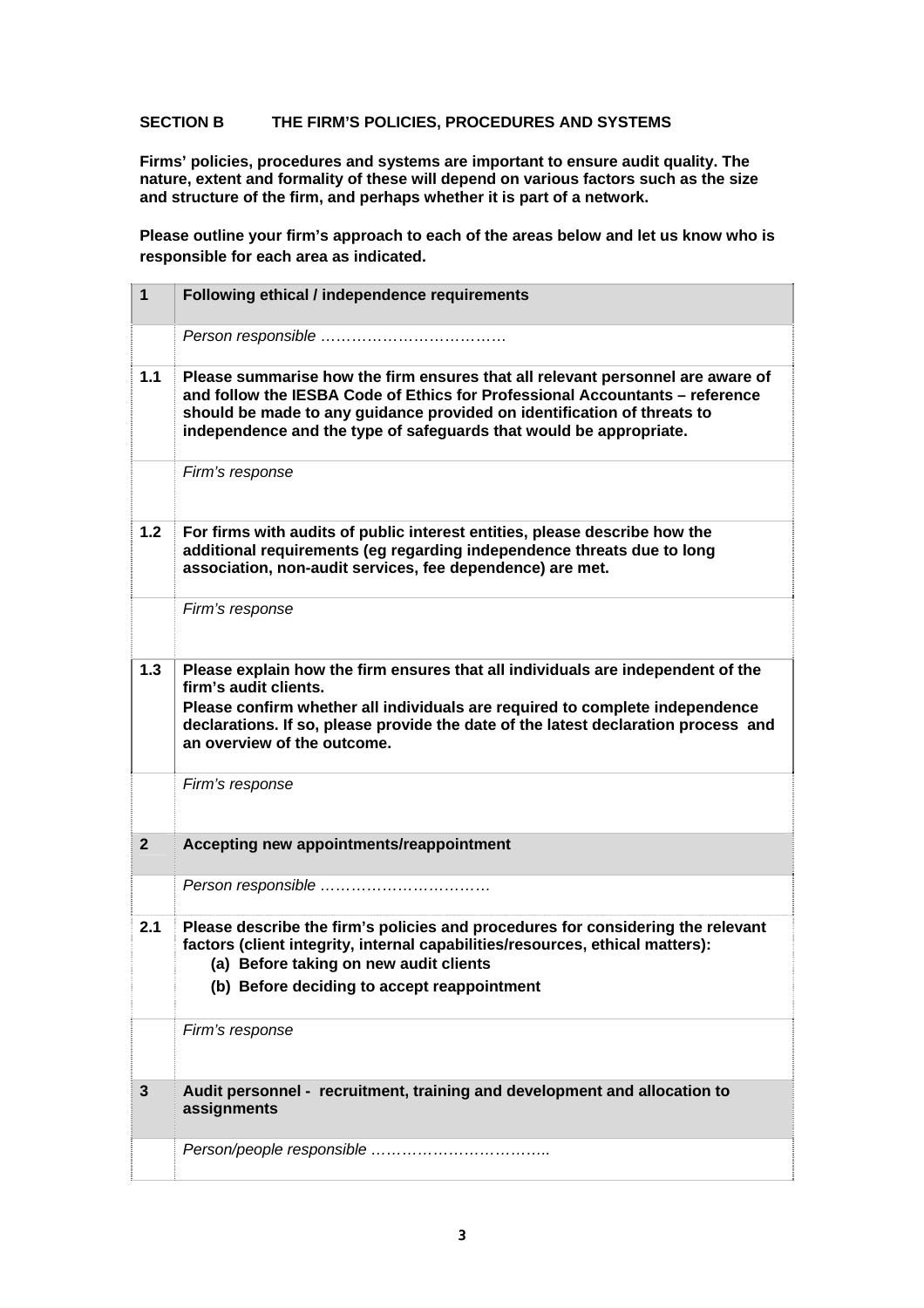## SECTION B THE FIRM'S POLICIES, PROCEDURES AND SYSTEMS

**Firms' policies, procedures and systems are important to ensure audit quality. The nature, extent and formality of these will depend on various factors such as the size and structure of the firm, and perhaps whether it is part of a network.**

**Please outline your firm's approach to each of the areas below and let us know who is responsible for each area as indicated.**

| **1** | **Following ethical / independence requirements** |
|---|---|
| | *Person responsible ……………………………….* |
| **1.1** | **Please summarise how the firm ensures that all relevant personnel are aware of and follow the IESBA Code of Ethics for Professional Accountants – reference should be made to any guidance provided on identification of threats to independence and the type of safeguards that would be appropriate.** |
| | *Firm's response* |
| **1.2** | **For firms with audits of public interest entities, please describe how the additional requirements (eg regarding independence threats due to long association, non-audit services, fee dependence) are met.** |
| | *Firm's response* |
| **1.3** | **Please explain how the firm ensures that all individuals are independent of the firm's audit clients.** **Please confirm whether all individuals are required to complete independence declarations. If so, please provide the date of the latest declaration process and an overview of the outcome.** |
| | *Firm's response* |
| **2** | **Accepting new appointments/reappointment** |
| | *Person responsible ……………………………* |
| **2.1** | **Please describe the firm's policies and procedures for considering the relevant factors (client integrity, internal capabilities/resources, ethical matters):** **(a) Before taking on new audit clients** **(b) Before deciding to accept reappointment** |
| | *Firm's response* |
| **3** | **Audit personnel - recruitment, training and development and allocation to assignments** |
| | *Person/people responsible ……………………………..* |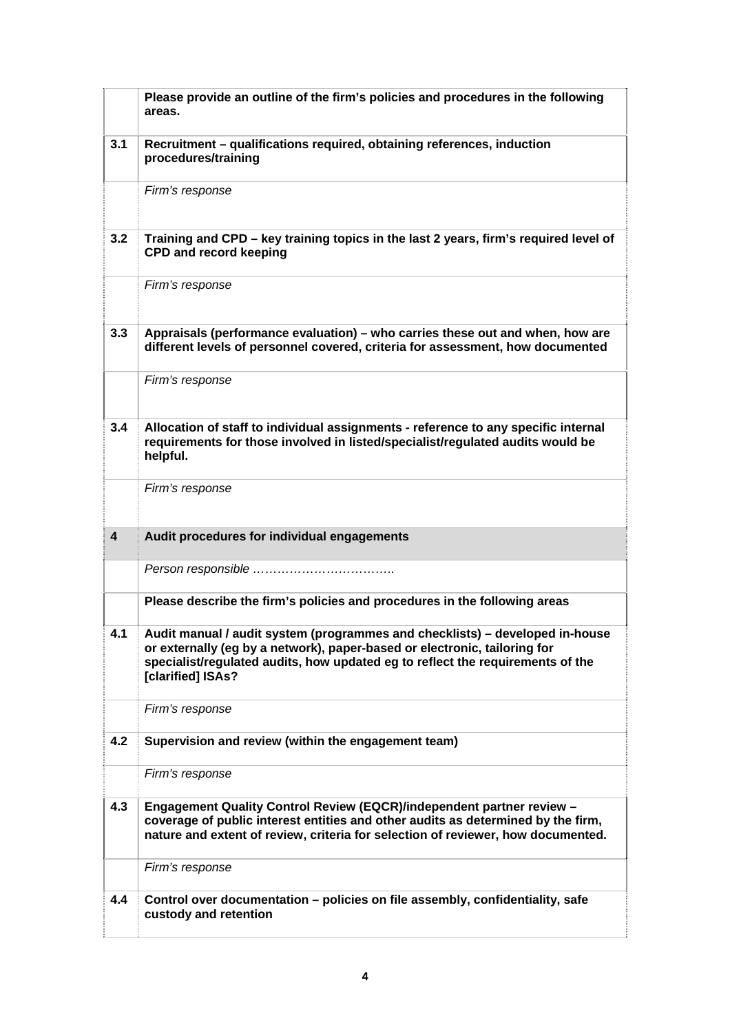| | |
|---|---|
| | **Please provide an outline of the firm's policies and procedures in the following areas.** |
| **3.1** | **Recruitment – qualifications required, obtaining references, induction procedures/training** |
| | *Firm's response* |
| **3.2** | **Training and CPD – key training topics in the last 2 years, firm's required level of CPD and record keeping** |
| | *Firm's response* |
| **3.3** | **Appraisals (performance evaluation) – who carries these out and when, how are different levels of personnel covered, criteria for assessment, how documented** |
| | *Firm's response* |
| **3.4** | **Allocation of staff to individual assignments - reference to any specific internal requirements for those involved in listed/specialist/regulated audits would be helpful.** |
| | *Firm's response* |
| **4** | **Audit procedures for individual engagements** |
| | *Person responsible ……………………………..* |
| | **Please describe the firm's policies and procedures in the following areas** |
| **4.1** | **Audit manual / audit system (programmes and checklists) – developed in-house or externally (eg by a network), paper-based or electronic, tailoring for specialist/regulated audits, how updated eg to reflect the requirements of the [clarified] ISAs?** |
| | *Firm's response* |
| **4.2** | **Supervision and review (within the engagement team)** |
| | *Firm's response* |
| **4.3** | **Engagement Quality Control Review (EQCR)/independent partner review – coverage of public interest entities and other audits as determined by the firm, nature and extent of review, criteria for selection of reviewer, how documented.** |
| | *Firm's response* |
| **4.4** | **Control over documentation – policies on file assembly, confidentiality, safe custody and retention** |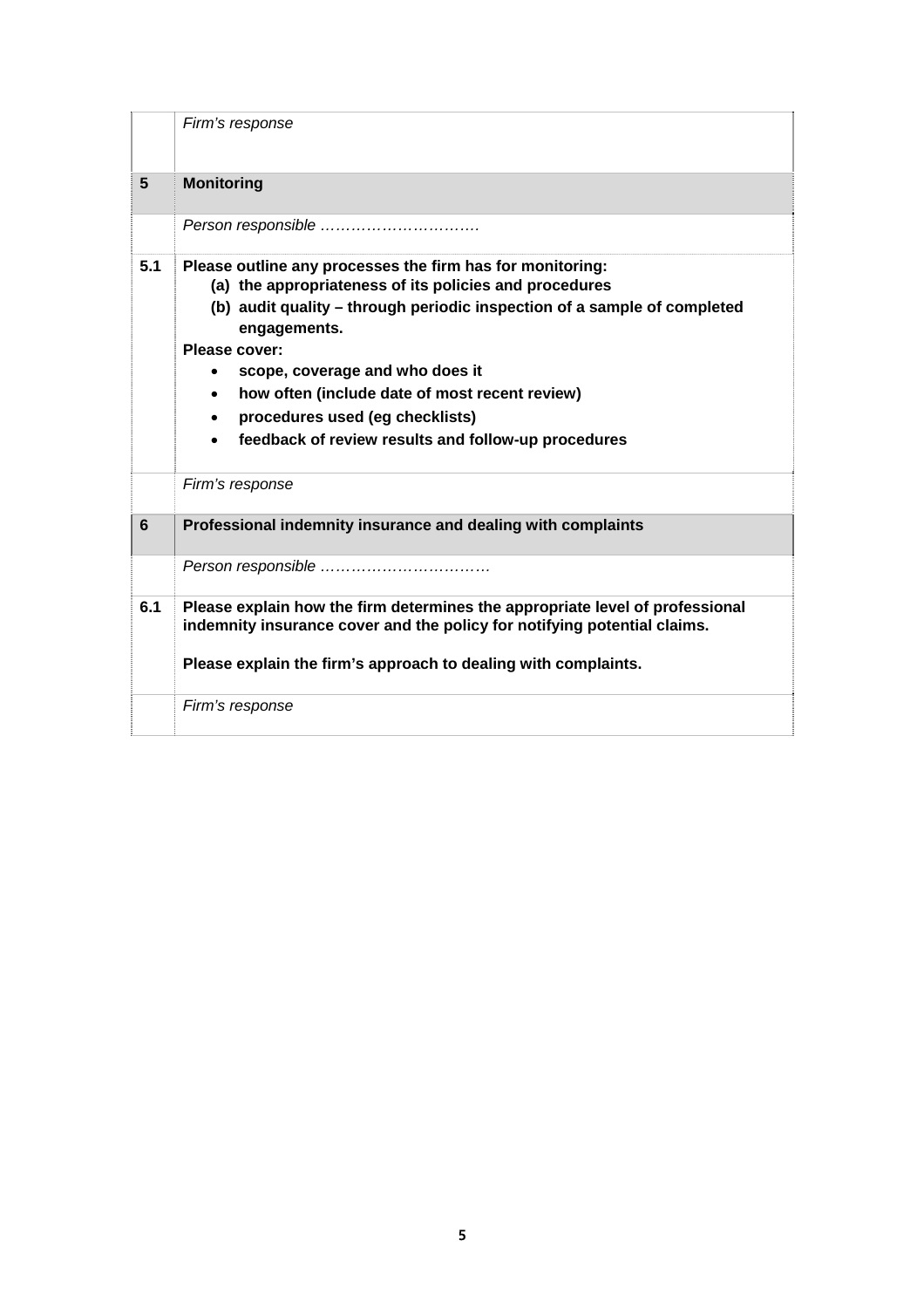| | |
|---|---|
| | *Firm's response* |
| **5** | **Monitoring** |
| | *Person responsible ………………………….* |
| **5.1** | **Please outline any processes the firm has for monitoring:**<br>**(a) the appropriateness of its policies and procedures**<br>**(b) audit quality – through periodic inspection of a sample of completed engagements.**<br>**Please cover:**<br>• **scope, coverage and who does it**<br>• **how often (include date of most recent review)**<br>• **procedures used (eg checklists)**<br>• **feedback of review results and follow-up procedures** |
| | *Firm's response* |
| **6** | **Professional indemnity insurance and dealing with complaints** |
| | *Person responsible ……………………………* |
| **6.1** | **Please explain how the firm determines the appropriate level of professional indemnity insurance cover and the policy for notifying potential claims.**<br><br>**Please explain the firm's approach to dealing with complaints.** |
| | *Firm's response* |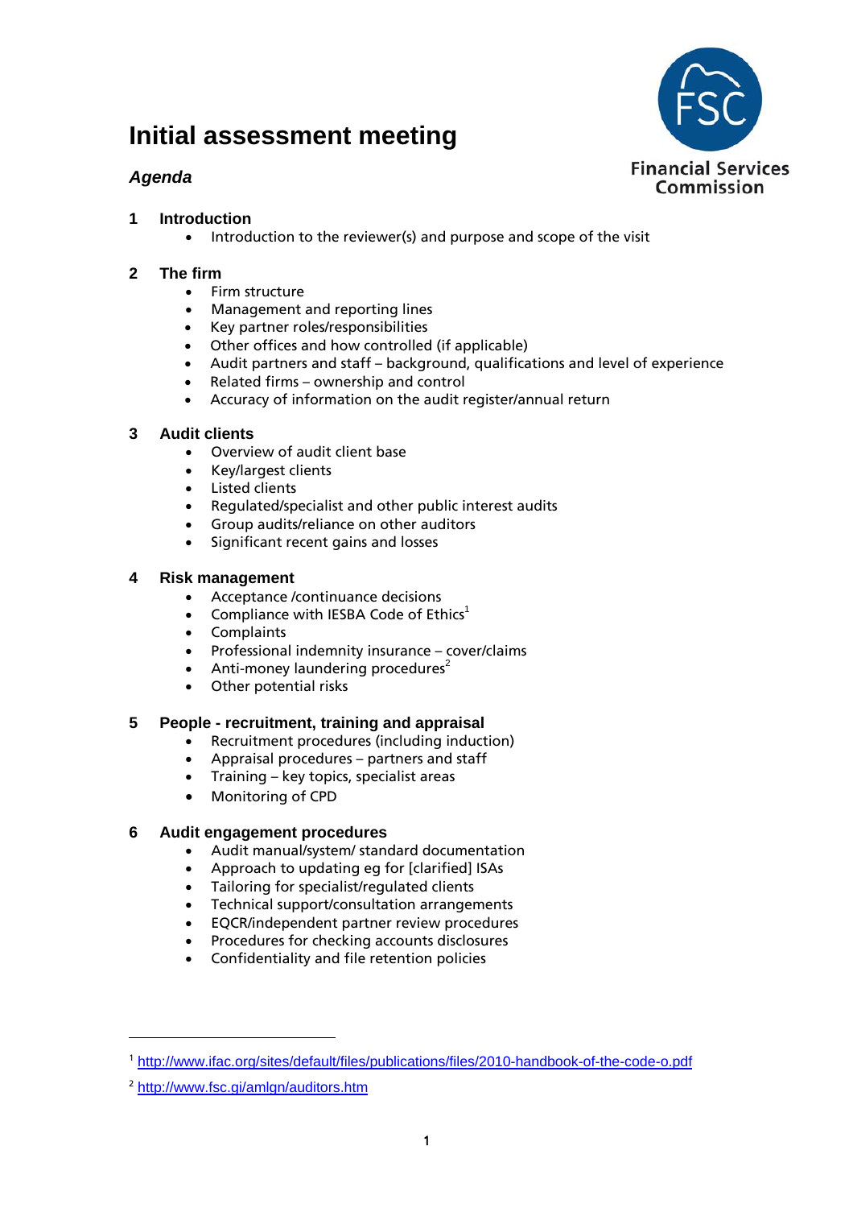# Initial assessment meeting

## *Agenda*

Financial Services Commission

### 1 Introduction

- Introduction to the reviewer(s) and purpose and scope of the visit

### 2 The firm

- Firm structure
- Management and reporting lines
- Key partner roles/responsibilities
- Other offices and how controlled (if applicable)
- Audit partners and staff – background, qualifications and level of experience
- Related firms – ownership and control
- Accuracy of information on the audit register/annual return

### 3 Audit clients

- Overview of audit client base
- Key/largest clients
- Listed clients
- Regulated/specialist and other public interest audits
- Group audits/reliance on other auditors
- Significant recent gains and losses

### 4 Risk management

- Acceptance /continuance decisions
- Compliance with IESBA Code of Ethics[1]
- Complaints
- Professional indemnity insurance – cover/claims
- Anti-money laundering procedures[2]
- Other potential risks

### 5 People - recruitment, training and appraisal

- Recruitment procedures (including induction)
- Appraisal procedures – partners and staff
- Training – key topics, specialist areas
- Monitoring of CPD

### 6 Audit engagement procedures

- Audit manual/system/ standard documentation
- Approach to updating eg for [clarified] ISAs
- Tailoring for specialist/regulated clients
- Technical support/consultation arrangements
- EQCR/independent partner review procedures
- Procedures for checking accounts disclosures
- Confidentiality and file retention policies

---

[1] http://www.ifac.org/sites/default/files/publications/files/2010-handbook-of-the-code-o.pdf

[2] http://www.fsc.gi/amlgn/auditors.htm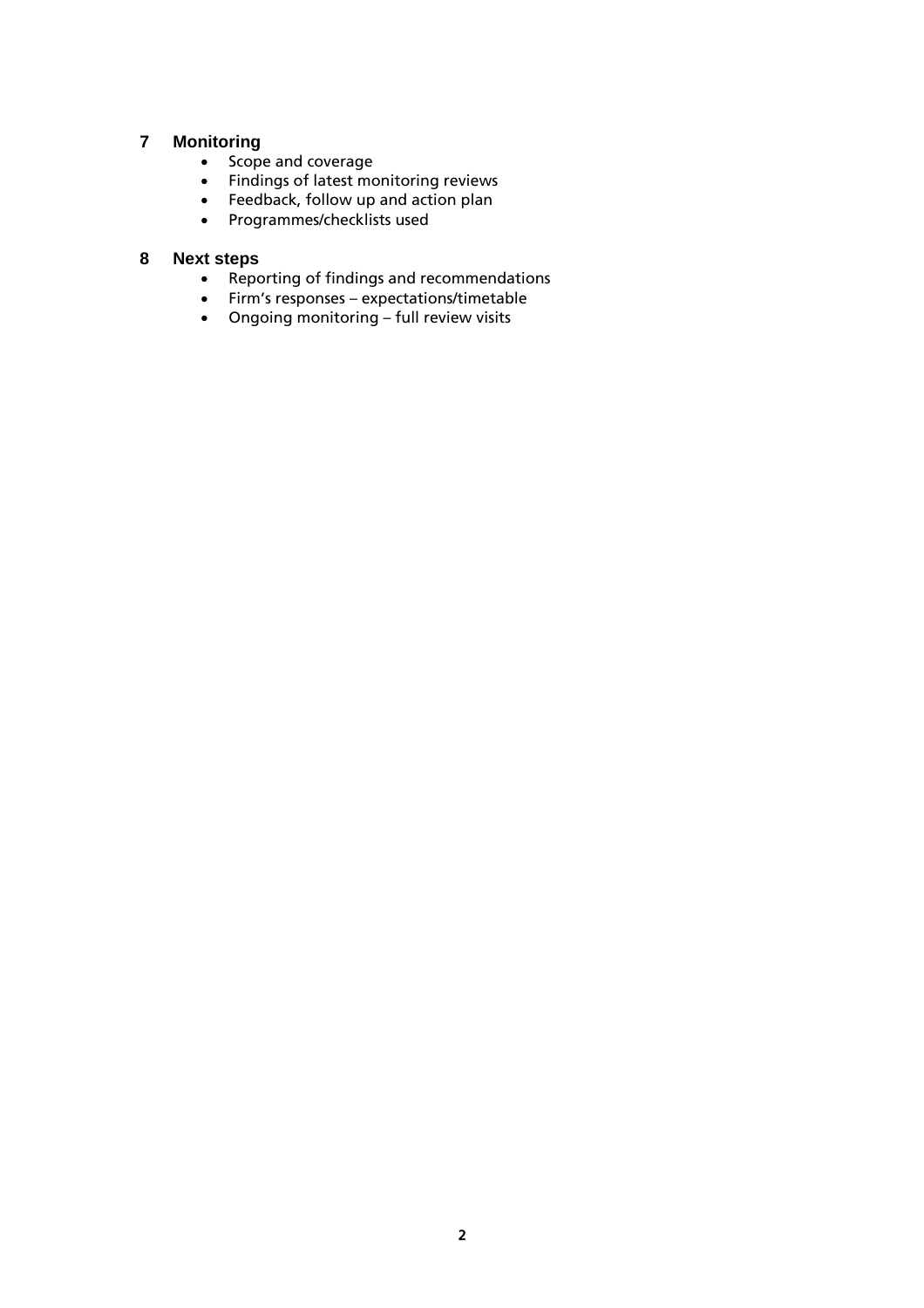## 7 Monitoring

- Scope and coverage
- Findings of latest monitoring reviews
- Feedback, follow up and action plan
- Programmes/checklists used

## 8 Next steps

- Reporting of findings and recommendations
- Firm's responses – expectations/timetable
- Ongoing monitoring – full review visits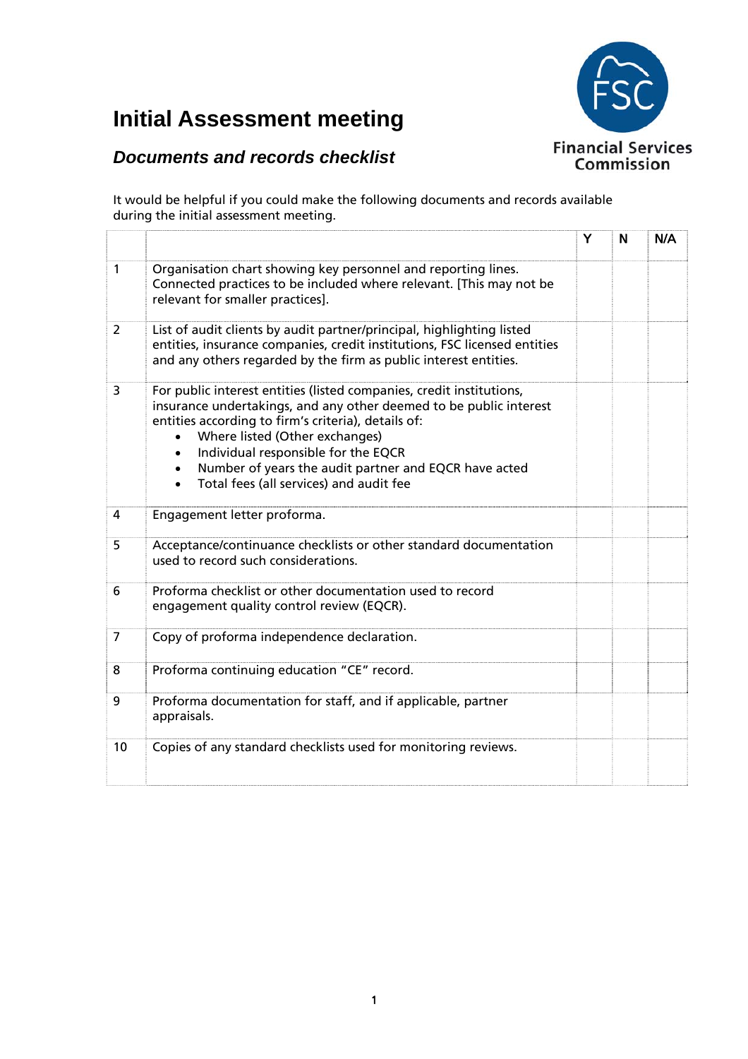# Initial Assessment meeting

## *Documents and records checklist*

Financial Services Commission

It would be helpful if you could make the following documents and records available during the initial assessment meeting.

| | | Y | N | N/A |
|---|---|---|---|---|
| 1 | Organisation chart showing key personnel and reporting lines. Connected practices to be included where relevant. [This may not be relevant for smaller practices]. | | | |
| 2 | List of audit clients by audit partner/principal, highlighting listed entities, insurance companies, credit institutions, FSC licensed entities and any others regarded by the firm as public interest entities. | | | |
| 3 | For public interest entities (listed companies, credit institutions, insurance undertakings, and any other deemed to be public interest entities according to firm's criteria), details of:<br>• Where listed (Other exchanges)<br>• Individual responsible for the EQCR<br>• Number of years the audit partner and EQCR have acted<br>• Total fees (all services) and audit fee | | | |
| 4 | Engagement letter proforma. | | | |
| 5 | Acceptance/continuance checklists or other standard documentation used to record such considerations. | | | |
| 6 | Proforma checklist or other documentation used to record engagement quality control review (EQCR). | | | |
| 7 | Copy of proforma independence declaration. | | | |
| 8 | Proforma continuing education "CE" record. | | | |
| 9 | Proforma documentation for staff, and if applicable, partner appraisals. | | | |
| 10 | Copies of any standard checklists used for monitoring reviews. | | | |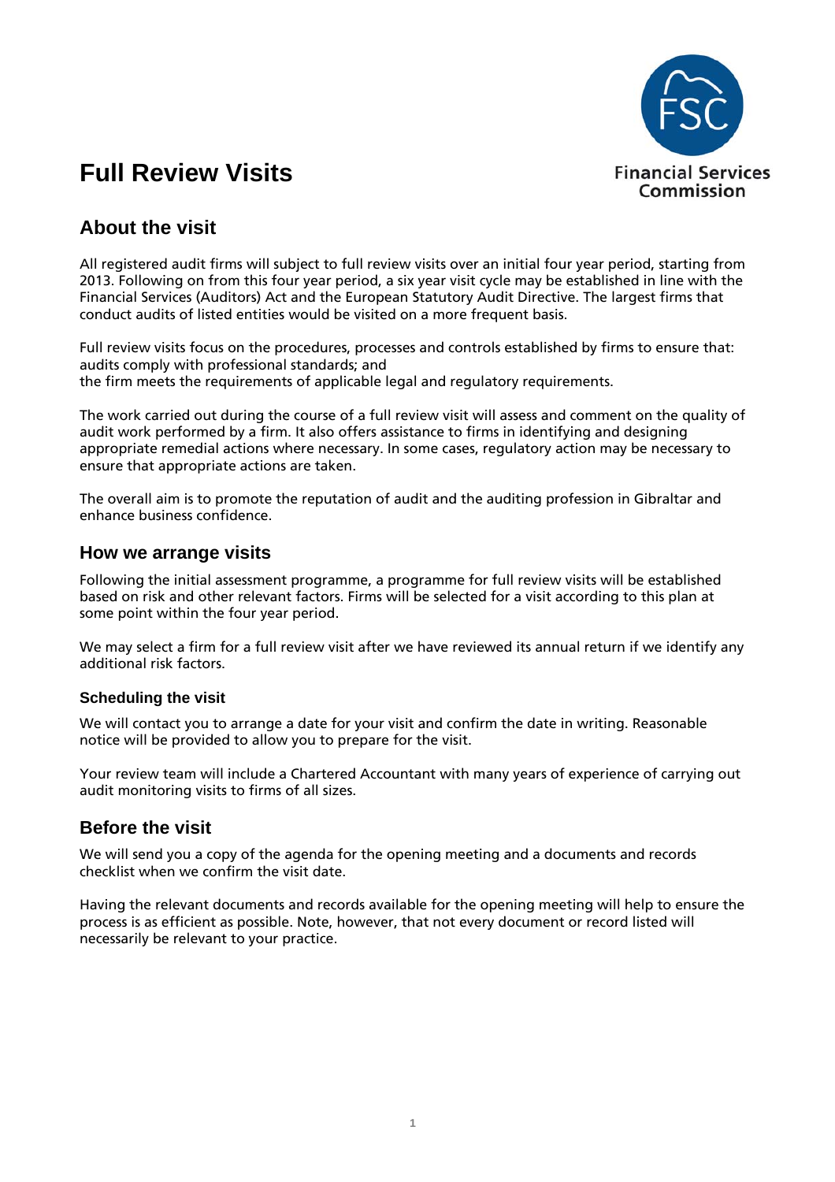# Full Review Visits

Financial Services Commission

## About the visit

All registered audit firms will subject to full review visits over an initial four year period, starting from 2013. Following on from this four year period, a six year visit cycle may be established in line with the Financial Services (Auditors) Act and the European Statutory Audit Directive. The largest firms that conduct audits of listed entities would be visited on a more frequent basis.

Full review visits focus on the procedures, processes and controls established by firms to ensure that:
audits comply with professional standards; and
the firm meets the requirements of applicable legal and regulatory requirements.

The work carried out during the course of a full review visit will assess and comment on the quality of audit work performed by a firm. It also offers assistance to firms in identifying and designing appropriate remedial actions where necessary. In some cases, regulatory action may be necessary to ensure that appropriate actions are taken.

The overall aim is to promote the reputation of audit and the auditing profession in Gibraltar and enhance business confidence.

## How we arrange visits

Following the initial assessment programme, a programme for full review visits will be established based on risk and other relevant factors. Firms will be selected for a visit according to this plan at some point within the four year period.

We may select a firm for a full review visit after we have reviewed its annual return if we identify any additional risk factors.

### Scheduling the visit

We will contact you to arrange a date for your visit and confirm the date in writing. Reasonable notice will be provided to allow you to prepare for the visit.

Your review team will include a Chartered Accountant with many years of experience of carrying out audit monitoring visits to firms of all sizes.

## Before the visit

We will send you a copy of the agenda for the opening meeting and a documents and records checklist when we confirm the visit date.

Having the relevant documents and records available for the opening meeting will help to ensure the process is as efficient as possible. Note, however, that not every document or record listed will necessarily be relevant to your practice.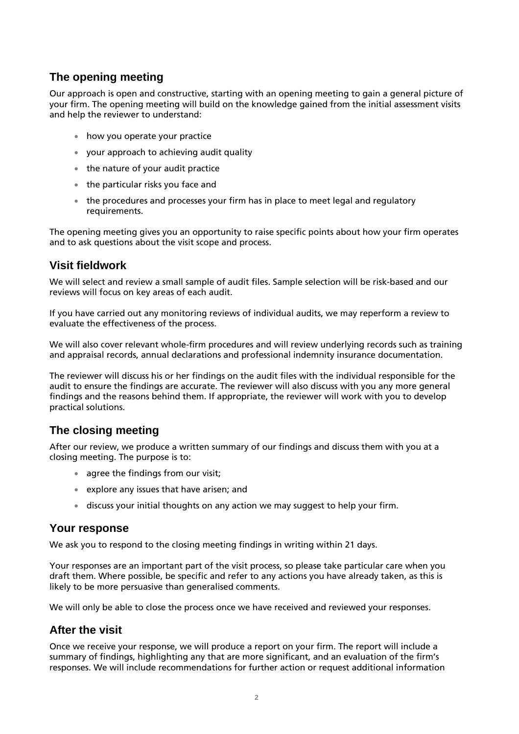## The opening meeting

Our approach is open and constructive, starting with an opening meeting to gain a general picture of your firm. The opening meeting will build on the knowledge gained from the initial assessment visits and help the reviewer to understand:

- how you operate your practice
- your approach to achieving audit quality
- the nature of your audit practice
- the particular risks you face and
- the procedures and processes your firm has in place to meet legal and regulatory requirements.

The opening meeting gives you an opportunity to raise specific points about how your firm operates and to ask questions about the visit scope and process.

## Visit fieldwork

We will select and review a small sample of audit files. Sample selection will be risk-based and our reviews will focus on key areas of each audit.

If you have carried out any monitoring reviews of individual audits, we may reperform a review to evaluate the effectiveness of the process.

We will also cover relevant whole-firm procedures and will review underlying records such as training and appraisal records, annual declarations and professional indemnity insurance documentation.

The reviewer will discuss his or her findings on the audit files with the individual responsible for the audit to ensure the findings are accurate. The reviewer will also discuss with you any more general findings and the reasons behind them. If appropriate, the reviewer will work with you to develop practical solutions.

## The closing meeting

After our review, we produce a written summary of our findings and discuss them with you at a closing meeting. The purpose is to:

- agree the findings from our visit;
- explore any issues that have arisen; and
- discuss your initial thoughts on any action we may suggest to help your firm.

## Your response

We ask you to respond to the closing meeting findings in writing within 21 days.

Your responses are an important part of the visit process, so please take particular care when you draft them. Where possible, be specific and refer to any actions you have already taken, as this is likely to be more persuasive than generalised comments.

We will only be able to close the process once we have received and reviewed your responses.

## After the visit

Once we receive your response, we will produce a report on your firm. The report will include a summary of findings, highlighting any that are more significant, and an evaluation of the firm's responses. We will include recommendations for further action or request additional information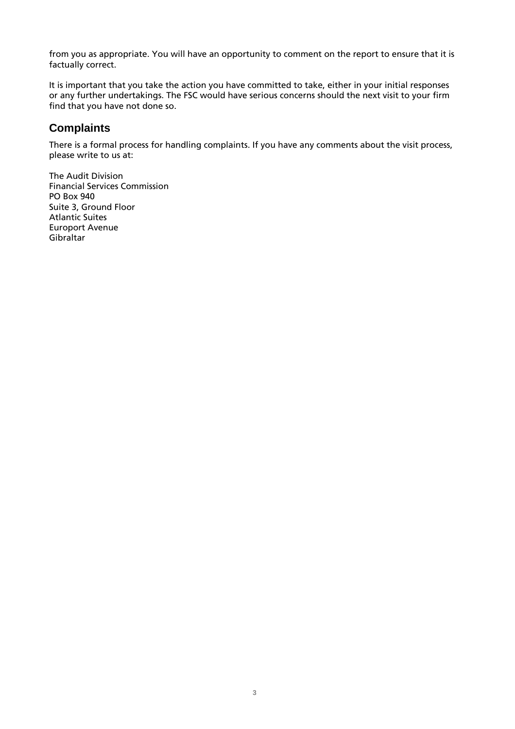from you as appropriate. You will have an opportunity to comment on the report to ensure that it is factually correct.

It is important that you take the action you have committed to take, either in your initial responses or any further undertakings. The FSC would have serious concerns should the next visit to your firm find that you have not done so.

## Complaints

There is a formal process for handling complaints. If you have any comments about the visit process, please write to us at:

The Audit Division
Financial Services Commission
PO Box 940
Suite 3, Ground Floor
Atlantic Suites
Europort Avenue
Gibraltar